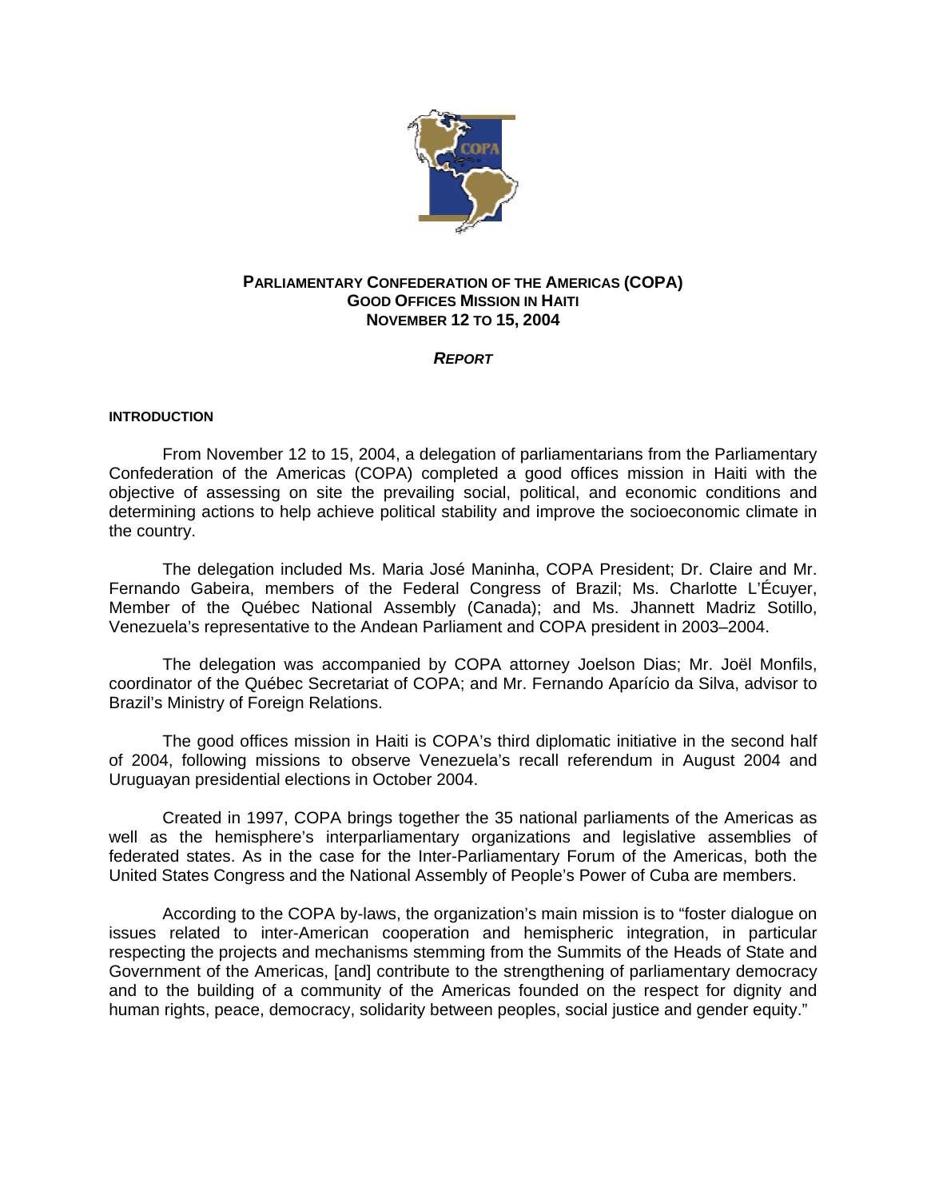# PARLIAMENTARY CONFEDERATION OF THE AMERICAS (COPA)
## GOOD OFFICES MISSION IN HAITI
## NOVEMBER 12 TO 15, 2004

***REPORT***

**INTRODUCTION**

From November 12 to 15, 2004, a delegation of parliamentarians from the Parliamentary Confederation of the Americas (COPA) completed a good offices mission in Haiti with the objective of assessing on site the prevailing social, political, and economic conditions and determining actions to help achieve political stability and improve the socioeconomic climate in the country.

The delegation included Ms. Maria José Maninha, COPA President; Dr. Claire and Mr. Fernando Gabeira, members of the Federal Congress of Brazil; Ms. Charlotte L'Écuyer, Member of the Québec National Assembly (Canada); and Ms. Jhannett Madriz Sotillo, Venezuela's representative to the Andean Parliament and COPA president in 2003–2004.

The delegation was accompanied by COPA attorney Joelson Dias; Mr. Joël Monfils, coordinator of the Québec Secretariat of COPA; and Mr. Fernando Aparício da Silva, advisor to Brazil's Ministry of Foreign Relations.

The good offices mission in Haiti is COPA's third diplomatic initiative in the second half of 2004, following missions to observe Venezuela's recall referendum in August 2004 and Uruguayan presidential elections in October 2004.

Created in 1997, COPA brings together the 35 national parliaments of the Americas as well as the hemisphere's interparliamentary organizations and legislative assemblies of federated states. As in the case for the Inter-Parliamentary Forum of the Americas, both the United States Congress and the National Assembly of People's Power of Cuba are members.

According to the COPA by-laws, the organization's main mission is to "foster dialogue on issues related to inter-American cooperation and hemispheric integration, in particular respecting the projects and mechanisms stemming from the Summits of the Heads of State and Government of the Americas, [and] contribute to the strengthening of parliamentary democracy and to the building of a community of the Americas founded on the respect for dignity and human rights, peace, democracy, solidarity between peoples, social justice and gender equity."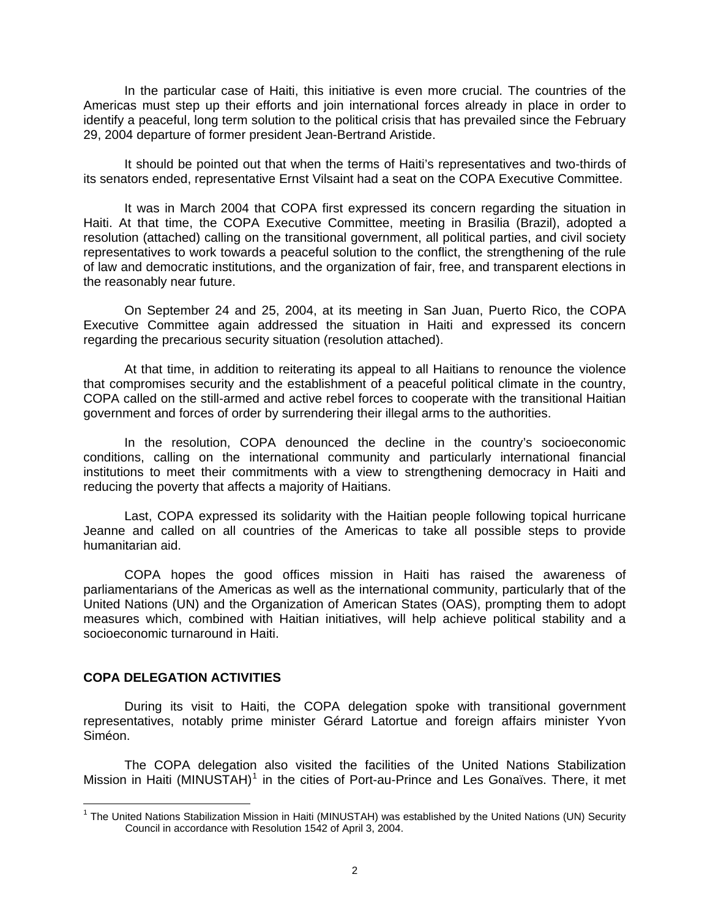In the particular case of Haiti, this initiative is even more crucial. The countries of the Americas must step up their efforts and join international forces already in place in order to identify a peaceful, long term solution to the political crisis that has prevailed since the February 29, 2004 departure of former president Jean-Bertrand Aristide.

It should be pointed out that when the terms of Haiti's representatives and two-thirds of its senators ended, representative Ernst Vilsaint had a seat on the COPA Executive Committee.

It was in March 2004 that COPA first expressed its concern regarding the situation in Haiti. At that time, the COPA Executive Committee, meeting in Brasilia (Brazil), adopted a resolution (attached) calling on the transitional government, all political parties, and civil society representatives to work towards a peaceful solution to the conflict, the strengthening of the rule of law and democratic institutions, and the organization of fair, free, and transparent elections in the reasonably near future.

On September 24 and 25, 2004, at its meeting in San Juan, Puerto Rico, the COPA Executive Committee again addressed the situation in Haiti and expressed its concern regarding the precarious security situation (resolution attached).

At that time, in addition to reiterating its appeal to all Haitians to renounce the violence that compromises security and the establishment of a peaceful political climate in the country, COPA called on the still-armed and active rebel forces to cooperate with the transitional Haitian government and forces of order by surrendering their illegal arms to the authorities.

In the resolution, COPA denounced the decline in the country's socioeconomic conditions, calling on the international community and particularly international financial institutions to meet their commitments with a view to strengthening democracy in Haiti and reducing the poverty that affects a majority of Haitians.

Last, COPA expressed its solidarity with the Haitian people following topical hurricane Jeanne and called on all countries of the Americas to take all possible steps to provide humanitarian aid.

COPA hopes the good offices mission in Haiti has raised the awareness of parliamentarians of the Americas as well as the international community, particularly that of the United Nations (UN) and the Organization of American States (OAS), prompting them to adopt measures which, combined with Haitian initiatives, will help achieve political stability and a socioeconomic turnaround in Haiti.

**COPA DELEGATION ACTIVITIES**

During its visit to Haiti, the COPA delegation spoke with transitional government representatives, notably prime minister Gérard Latortue and foreign affairs minister Yvon Siméon.

The COPA delegation also visited the facilities of the United Nations Stabilization Mission in Haiti (MINUSTAH)[1] in the cities of Port-au-Prince and Les Gonaïves. There, it met

[1] The United Nations Stabilization Mission in Haiti (MINUSTAH) was established by the United Nations (UN) Security Council in accordance with Resolution 1542 of April 3, 2004.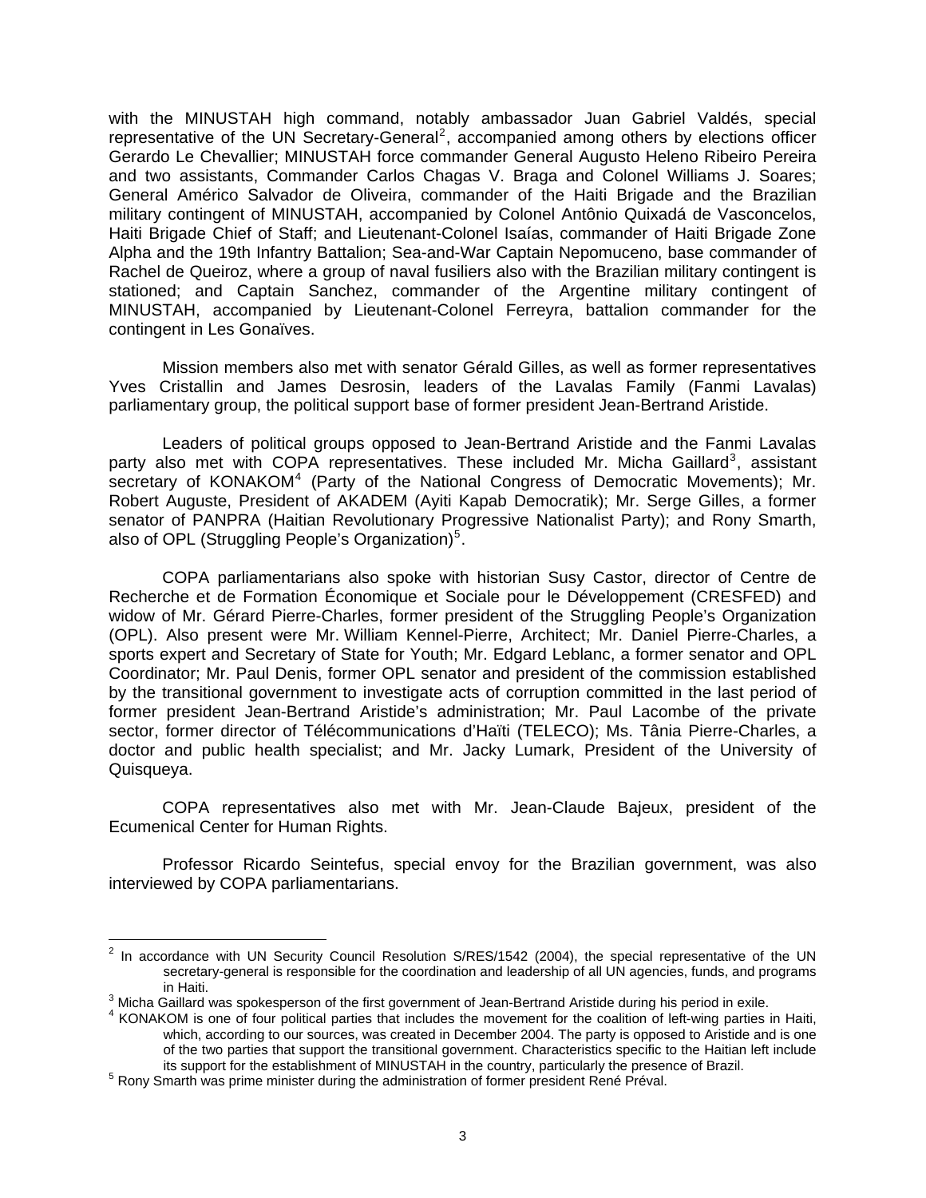with the MINUSTAH high command, notably ambassador Juan Gabriel Valdés, special representative of the UN Secretary-General[2], accompanied among others by elections officer Gerardo Le Chevallier; MINUSTAH force commander General Augusto Heleno Ribeiro Pereira and two assistants, Commander Carlos Chagas V. Braga and Colonel Williams J. Soares; General Américo Salvador de Oliveira, commander of the Haiti Brigade and the Brazilian military contingent of MINUSTAH, accompanied by Colonel Antônio Quixadá de Vasconcelos, Haiti Brigade Chief of Staff; and Lieutenant-Colonel Isaías, commander of Haiti Brigade Zone Alpha and the 19th Infantry Battalion; Sea-and-War Captain Nepomuceno, base commander of Rachel de Queiroz, where a group of naval fusiliers also with the Brazilian military contingent is stationed; and Captain Sanchez, commander of the Argentine military contingent of MINUSTAH, accompanied by Lieutenant-Colonel Ferreyra, battalion commander for the contingent in Les Gonaïves.

Mission members also met with senator Gérald Gilles, as well as former representatives Yves Cristallin and James Desrosin, leaders of the Lavalas Family (Fanmi Lavalas) parliamentary group, the political support base of former president Jean-Bertrand Aristide.

Leaders of political groups opposed to Jean-Bertrand Aristide and the Fanmi Lavalas party also met with COPA representatives. These included Mr. Micha Gaillard[3], assistant secretary of KONAKOM[4] (Party of the National Congress of Democratic Movements); Mr. Robert Auguste, President of AKADEM (Ayiti Kapab Democratik); Mr. Serge Gilles, a former senator of PANPRA (Haitian Revolutionary Progressive Nationalist Party); and Rony Smarth, also of OPL (Struggling People's Organization)[5].

COPA parliamentarians also spoke with historian Susy Castor, director of Centre de Recherche et de Formation Économique et Sociale pour le Développement (CRESFED) and widow of Mr. Gérard Pierre-Charles, former president of the Struggling People's Organization (OPL). Also present were Mr. William Kennel-Pierre, Architect; Mr. Daniel Pierre-Charles, a sports expert and Secretary of State for Youth; Mr. Edgard Leblanc, a former senator and OPL Coordinator; Mr. Paul Denis, former OPL senator and president of the commission established by the transitional government to investigate acts of corruption committed in the last period of former president Jean-Bertrand Aristide's administration; Mr. Paul Lacombe of the private sector, former director of Télécommunications d'Haïti (TELECO); Ms. Tânia Pierre-Charles, a doctor and public health specialist; and Mr. Jacky Lumark, President of the University of Quisqueya.

COPA representatives also met with Mr. Jean-Claude Bajeux, president of the Ecumenical Center for Human Rights.

Professor Ricardo Seintefus, special envoy for the Brazilian government, was also interviewed by COPA parliamentarians.

---

[2] In accordance with UN Security Council Resolution S/RES/1542 (2004), the special representative of the UN secretary-general is responsible for the coordination and leadership of all UN agencies, funds, and programs in Haiti.

[3] Micha Gaillard was spokesperson of the first government of Jean-Bertrand Aristide during his period in exile.

[4] KONAKOM is one of four political parties that includes the movement for the coalition of left-wing parties in Haiti, which, according to our sources, was created in December 2004. The party is opposed to Aristide and is one of the two parties that support the transitional government. Characteristics specific to the Haitian left include its support for the establishment of MINUSTAH in the country, particularly the presence of Brazil.

[5] Rony Smarth was prime minister during the administration of former president René Préval.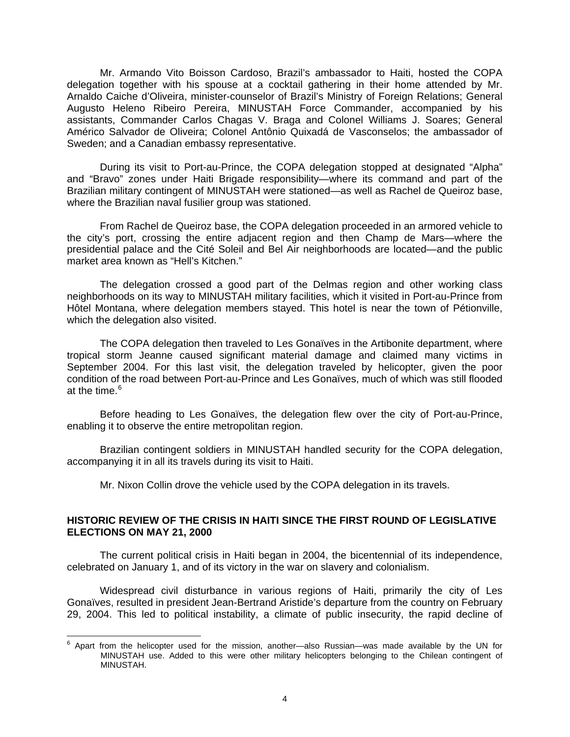Mr. Armando Vito Boisson Cardoso, Brazil's ambassador to Haiti, hosted the COPA delegation together with his spouse at a cocktail gathering in their home attended by Mr. Arnaldo Caiche d'Oliveira, minister-counselor of Brazil's Ministry of Foreign Relations; General Augusto Heleno Ribeiro Pereira, MINUSTAH Force Commander, accompanied by his assistants, Commander Carlos Chagas V. Braga and Colonel Williams J. Soares; General Américo Salvador de Oliveira; Colonel Antônio Quixadá de Vasconselos; the ambassador of Sweden; and a Canadian embassy representative.

During its visit to Port-au-Prince, the COPA delegation stopped at designated "Alpha" and "Bravo" zones under Haiti Brigade responsibility—where its command and part of the Brazilian military contingent of MINUSTAH were stationed—as well as Rachel de Queiroz base, where the Brazilian naval fusilier group was stationed.

From Rachel de Queiroz base, the COPA delegation proceeded in an armored vehicle to the city's port, crossing the entire adjacent region and then Champ de Mars—where the presidential palace and the Cité Soleil and Bel Air neighborhoods are located—and the public market area known as "Hell's Kitchen."

The delegation crossed a good part of the Delmas region and other working class neighborhoods on its way to MINUSTAH military facilities, which it visited in Port-au-Prince from Hôtel Montana, where delegation members stayed. This hotel is near the town of Pétionville, which the delegation also visited.

The COPA delegation then traveled to Les Gonaïves in the Artibonite department, where tropical storm Jeanne caused significant material damage and claimed many victims in September 2004. For this last visit, the delegation traveled by helicopter, given the poor condition of the road between Port-au-Prince and Les Gonaïves, much of which was still flooded at the time.[6]

Before heading to Les Gonaïves, the delegation flew over the city of Port-au-Prince, enabling it to observe the entire metropolitan region.

Brazilian contingent soldiers in MINUSTAH handled security for the COPA delegation, accompanying it in all its travels during its visit to Haiti.

Mr. Nixon Collin drove the vehicle used by the COPA delegation in its travels.

**HISTORIC REVIEW OF THE CRISIS IN HAITI SINCE THE FIRST ROUND OF LEGISLATIVE ELECTIONS ON MAY 21, 2000**

The current political crisis in Haiti began in 2004, the bicentennial of its independence, celebrated on January 1, and of its victory in the war on slavery and colonialism.

Widespread civil disturbance in various regions of Haiti, primarily the city of Les Gonaïves, resulted in president Jean-Bertrand Aristide's departure from the country on February 29, 2004. This led to political instability, a climate of public insecurity, the rapid decline of

[6] Apart from the helicopter used for the mission, another—also Russian—was made available by the UN for MINUSTAH use. Added to this were other military helicopters belonging to the Chilean contingent of MINUSTAH.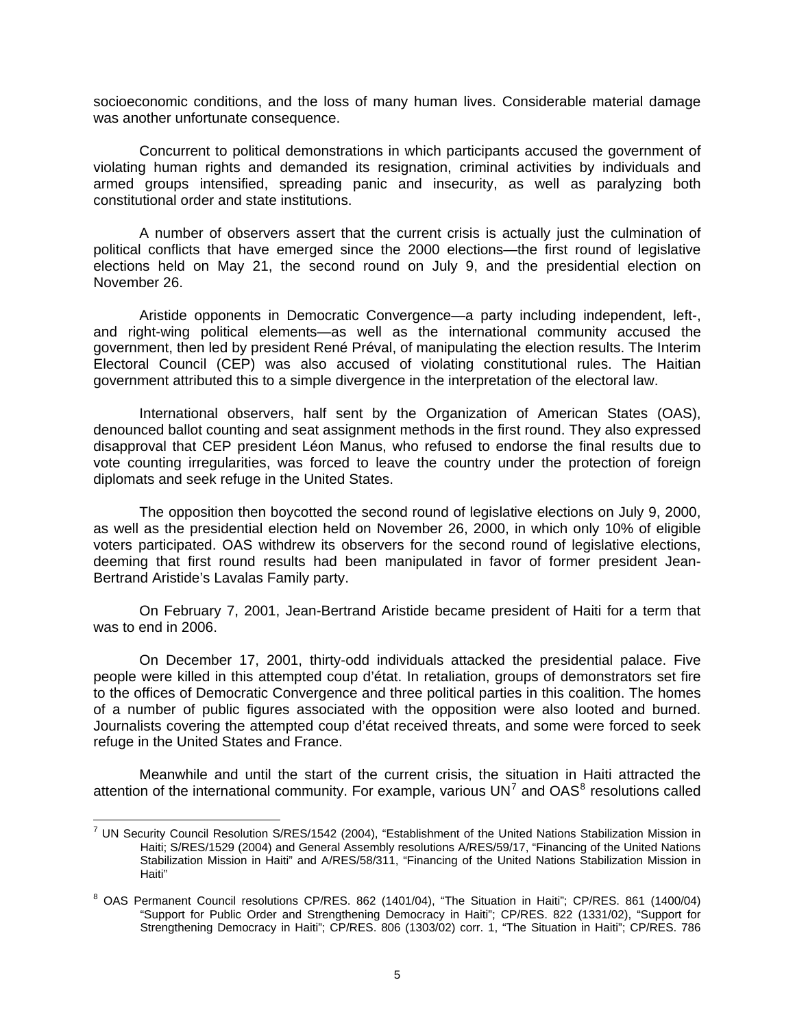socioeconomic conditions, and the loss of many human lives. Considerable material damage was another unfortunate consequence.

Concurrent to political demonstrations in which participants accused the government of violating human rights and demanded its resignation, criminal activities by individuals and armed groups intensified, spreading panic and insecurity, as well as paralyzing both constitutional order and state institutions.

A number of observers assert that the current crisis is actually just the culmination of political conflicts that have emerged since the 2000 elections—the first round of legislative elections held on May 21, the second round on July 9, and the presidential election on November 26.

Aristide opponents in Democratic Convergence—a party including independent, left-, and right-wing political elements—as well as the international community accused the government, then led by president René Préval, of manipulating the election results. The Interim Electoral Council (CEP) was also accused of violating constitutional rules. The Haitian government attributed this to a simple divergence in the interpretation of the electoral law.

International observers, half sent by the Organization of American States (OAS), denounced ballot counting and seat assignment methods in the first round. They also expressed disapproval that CEP president Léon Manus, who refused to endorse the final results due to vote counting irregularities, was forced to leave the country under the protection of foreign diplomats and seek refuge in the United States.

The opposition then boycotted the second round of legislative elections on July 9, 2000, as well as the presidential election held on November 26, 2000, in which only 10% of eligible voters participated. OAS withdrew its observers for the second round of legislative elections, deeming that first round results had been manipulated in favor of former president Jean-Bertrand Aristide's Lavalas Family party.

On February 7, 2001, Jean-Bertrand Aristide became president of Haiti for a term that was to end in 2006.

On December 17, 2001, thirty-odd individuals attacked the presidential palace. Five people were killed in this attempted coup d'état. In retaliation, groups of demonstrators set fire to the offices of Democratic Convergence and three political parties in this coalition. The homes of a number of public figures associated with the opposition were also looted and burned. Journalists covering the attempted coup d'état received threats, and some were forced to seek refuge in the United States and France.

Meanwhile and until the start of the current crisis, the situation in Haiti attracted the attention of the international community. For example, various UN[7] and OAS[8] resolutions called

---

[7] UN Security Council Resolution S/RES/1542 (2004), "Establishment of the United Nations Stabilization Mission in Haiti; S/RES/1529 (2004) and General Assembly resolutions A/RES/59/17, "Financing of the United Nations Stabilization Mission in Haiti" and A/RES/58/311, "Financing of the United Nations Stabilization Mission in Haiti"

[8] OAS Permanent Council resolutions CP/RES. 862 (1401/04), "The Situation in Haiti"; CP/RES. 861 (1400/04) "Support for Public Order and Strengthening Democracy in Haiti"; CP/RES. 822 (1331/02), "Support for Strengthening Democracy in Haiti"; CP/RES. 806 (1303/02) corr. 1, "The Situation in Haiti"; CP/RES. 786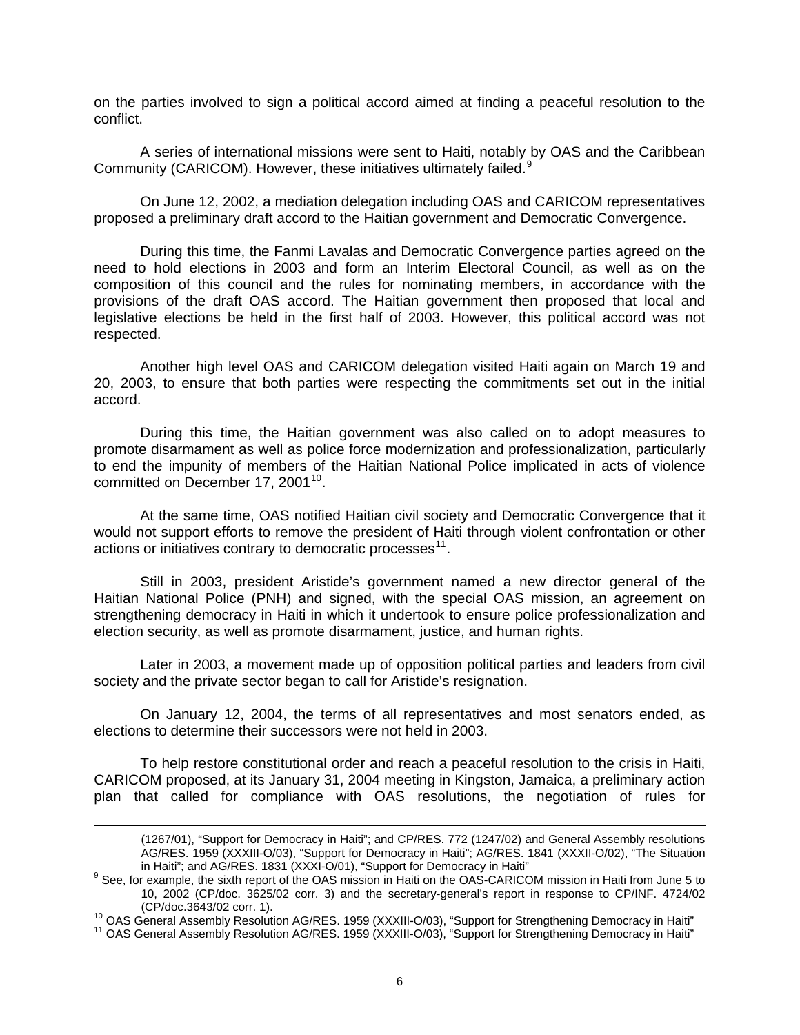on the parties involved to sign a political accord aimed at finding a peaceful resolution to the conflict.

A series of international missions were sent to Haiti, notably by OAS and the Caribbean Community (CARICOM). However, these initiatives ultimately failed.[9]

On June 12, 2002, a mediation delegation including OAS and CARICOM representatives proposed a preliminary draft accord to the Haitian government and Democratic Convergence.

During this time, the Fanmi Lavalas and Democratic Convergence parties agreed on the need to hold elections in 2003 and form an Interim Electoral Council, as well as on the composition of this council and the rules for nominating members, in accordance with the provisions of the draft OAS accord. The Haitian government then proposed that local and legislative elections be held in the first half of 2003. However, this political accord was not respected.

Another high level OAS and CARICOM delegation visited Haiti again on March 19 and 20, 2003, to ensure that both parties were respecting the commitments set out in the initial accord.

During this time, the Haitian government was also called on to adopt measures to promote disarmament as well as police force modernization and professionalization, particularly to end the impunity of members of the Haitian National Police implicated in acts of violence committed on December 17, 2001[10].

At the same time, OAS notified Haitian civil society and Democratic Convergence that it would not support efforts to remove the president of Haiti through violent confrontation or other actions or initiatives contrary to democratic processes[11].

Still in 2003, president Aristide's government named a new director general of the Haitian National Police (PNH) and signed, with the special OAS mission, an agreement on strengthening democracy in Haiti in which it undertook to ensure police professionalization and election security, as well as promote disarmament, justice, and human rights.

Later in 2003, a movement made up of opposition political parties and leaders from civil society and the private sector began to call for Aristide's resignation.

On January 12, 2004, the terms of all representatives and most senators ended, as elections to determine their successors were not held in 2003.

To help restore constitutional order and reach a peaceful resolution to the crisis in Haiti, CARICOM proposed, at its January 31, 2004 meeting in Kingston, Jamaica, a preliminary action plan that called for compliance with OAS resolutions, the negotiation of rules for

---

(1267/01), "Support for Democracy in Haiti"; and CP/RES. 772 (1247/02) and General Assembly resolutions AG/RES. 1959 (XXXIII-O/03), "Support for Democracy in Haiti"; AG/RES. 1841 (XXXII-O/02), "The Situation in Haiti"; and AG/RES. 1831 (XXXI-O/01), "Support for Democracy in Haiti"

[9] See, for example, the sixth report of the OAS mission in Haiti on the OAS-CARICOM mission in Haiti from June 5 to 10, 2002 (CP/doc. 3625/02 corr. 3) and the secretary-general's report in response to CP/INF. 4724/02 (CP/doc.3643/02 corr. 1).

[10] OAS General Assembly Resolution AG/RES. 1959 (XXXIII-O/03), "Support for Strengthening Democracy in Haiti"

[11] OAS General Assembly Resolution AG/RES. 1959 (XXXIII-O/03), "Support for Strengthening Democracy in Haiti"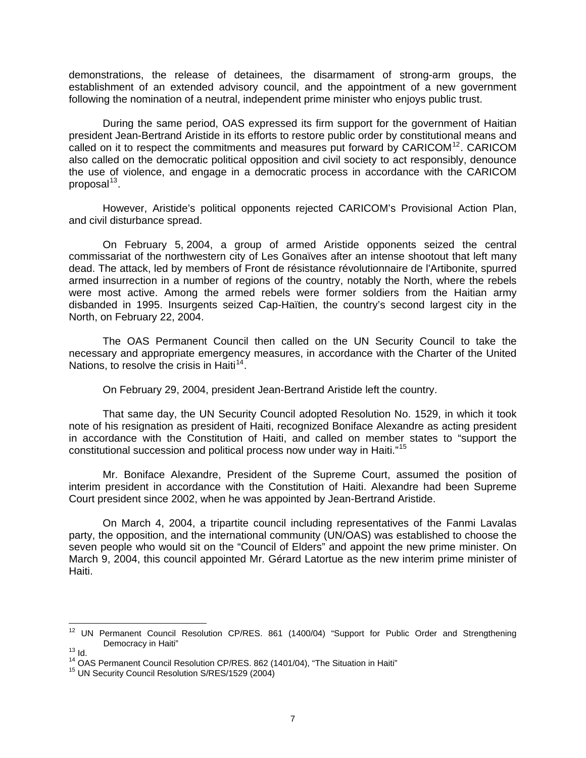demonstrations, the release of detainees, the disarmament of strong-arm groups, the establishment of an extended advisory council, and the appointment of a new government following the nomination of a neutral, independent prime minister who enjoys public trust.

During the same period, OAS expressed its firm support for the government of Haitian president Jean-Bertrand Aristide in its efforts to restore public order by constitutional means and called on it to respect the commitments and measures put forward by CARICOM[12]. CARICOM also called on the democratic political opposition and civil society to act responsibly, denounce the use of violence, and engage in a democratic process in accordance with the CARICOM proposal[13].

However, Aristide's political opponents rejected CARICOM's Provisional Action Plan, and civil disturbance spread.

On February 5, 2004, a group of armed Aristide opponents seized the central commissariat of the northwestern city of Les Gonaïves after an intense shootout that left many dead. The attack, led by members of Front de résistance révolutionnaire de l'Artibonite, spurred armed insurrection in a number of regions of the country, notably the North, where the rebels were most active. Among the armed rebels were former soldiers from the Haitian army disbanded in 1995. Insurgents seized Cap-Haïtien, the country's second largest city in the North, on February 22, 2004.

The OAS Permanent Council then called on the UN Security Council to take the necessary and appropriate emergency measures, in accordance with the Charter of the United Nations, to resolve the crisis in Haiti[14].

On February 29, 2004, president Jean-Bertrand Aristide left the country.

That same day, the UN Security Council adopted Resolution No. 1529, in which it took note of his resignation as president of Haiti, recognized Boniface Alexandre as acting president in accordance with the Constitution of Haiti, and called on member states to "support the constitutional succession and political process now under way in Haiti."[15]

Mr. Boniface Alexandre, President of the Supreme Court, assumed the position of interim president in accordance with the Constitution of Haiti. Alexandre had been Supreme Court president since 2002, when he was appointed by Jean-Bertrand Aristide.

On March 4, 2004, a tripartite council including representatives of the Fanmi Lavalas party, the opposition, and the international community (UN/OAS) was established to choose the seven people who would sit on the "Council of Elders" and appoint the new prime minister. On March 9, 2004, this council appointed Mr. Gérard Latortue as the new interim prime minister of Haiti.

---

[12] UN Permanent Council Resolution CP/RES. 861 (1400/04) "Support for Public Order and Strengthening Democracy in Haiti"

[13] Id.

[14] OAS Permanent Council Resolution CP/RES. 862 (1401/04), "The Situation in Haiti"

[15] UN Security Council Resolution S/RES/1529 (2004)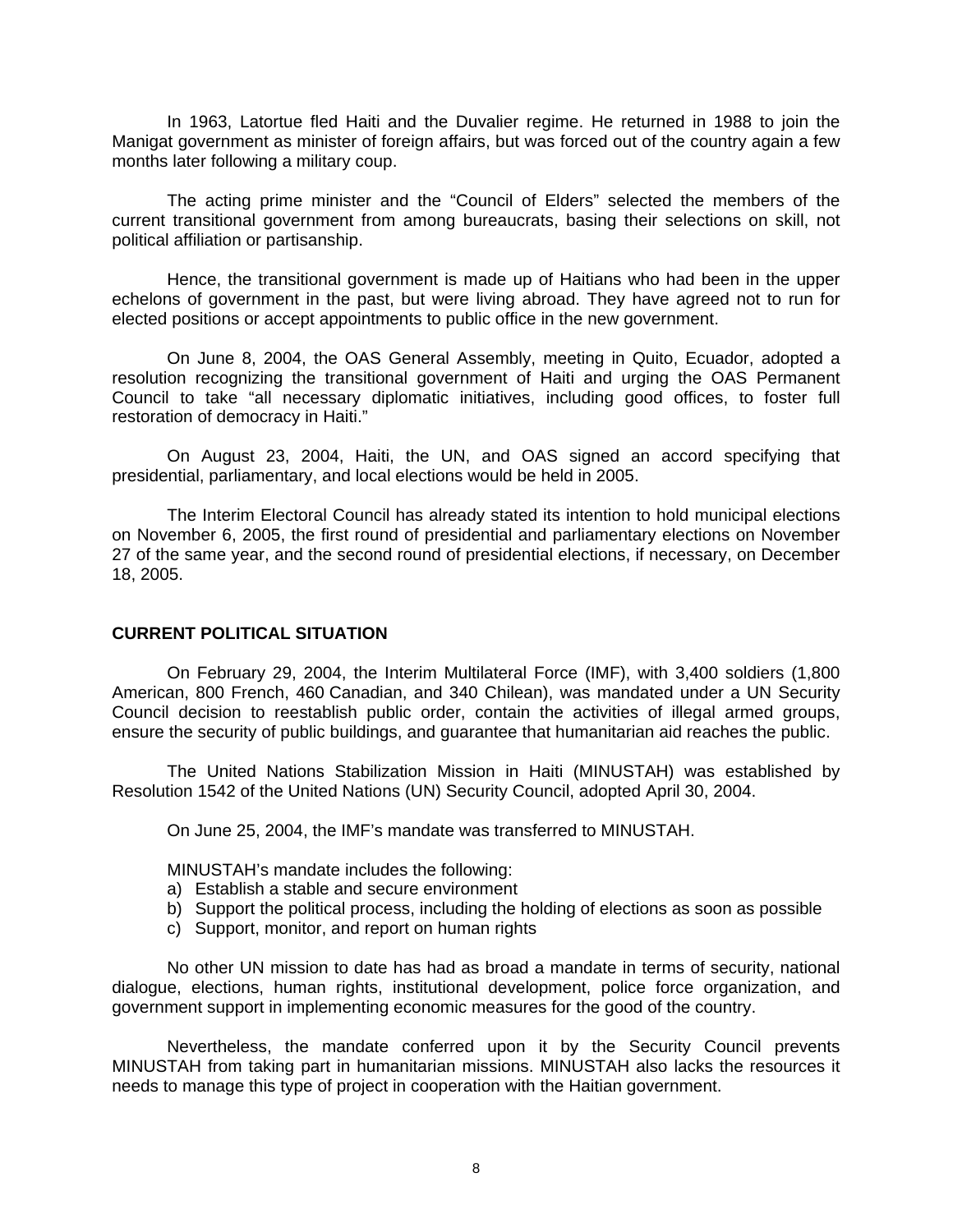In 1963, Latortue fled Haiti and the Duvalier regime. He returned in 1988 to join the Manigat government as minister of foreign affairs, but was forced out of the country again a few months later following a military coup.

The acting prime minister and the "Council of Elders" selected the members of the current transitional government from among bureaucrats, basing their selections on skill, not political affiliation or partisanship.

Hence, the transitional government is made up of Haitians who had been in the upper echelons of government in the past, but were living abroad. They have agreed not to run for elected positions or accept appointments to public office in the new government.

On June 8, 2004, the OAS General Assembly, meeting in Quito, Ecuador, adopted a resolution recognizing the transitional government of Haiti and urging the OAS Permanent Council to take "all necessary diplomatic initiatives, including good offices, to foster full restoration of democracy in Haiti."

On August 23, 2004, Haiti, the UN, and OAS signed an accord specifying that presidential, parliamentary, and local elections would be held in 2005.

The Interim Electoral Council has already stated its intention to hold municipal elections on November 6, 2005, the first round of presidential and parliamentary elections on November 27 of the same year, and the second round of presidential elections, if necessary, on December 18, 2005.

## CURRENT POLITICAL SITUATION

On February 29, 2004, the Interim Multilateral Force (IMF), with 3,400 soldiers (1,800 American, 800 French, 460 Canadian, and 340 Chilean), was mandated under a UN Security Council decision to reestablish public order, contain the activities of illegal armed groups, ensure the security of public buildings, and guarantee that humanitarian aid reaches the public.

The United Nations Stabilization Mission in Haiti (MINUSTAH) was established by Resolution 1542 of the United Nations (UN) Security Council, adopted April 30, 2004.

On June 25, 2004, the IMF's mandate was transferred to MINUSTAH.

MINUSTAH's mandate includes the following:

a) Establish a stable and secure environment
b) Support the political process, including the holding of elections as soon as possible
c) Support, monitor, and report on human rights

No other UN mission to date has had as broad a mandate in terms of security, national dialogue, elections, human rights, institutional development, police force organization, and government support in implementing economic measures for the good of the country.

Nevertheless, the mandate conferred upon it by the Security Council prevents MINUSTAH from taking part in humanitarian missions. MINUSTAH also lacks the resources it needs to manage this type of project in cooperation with the Haitian government.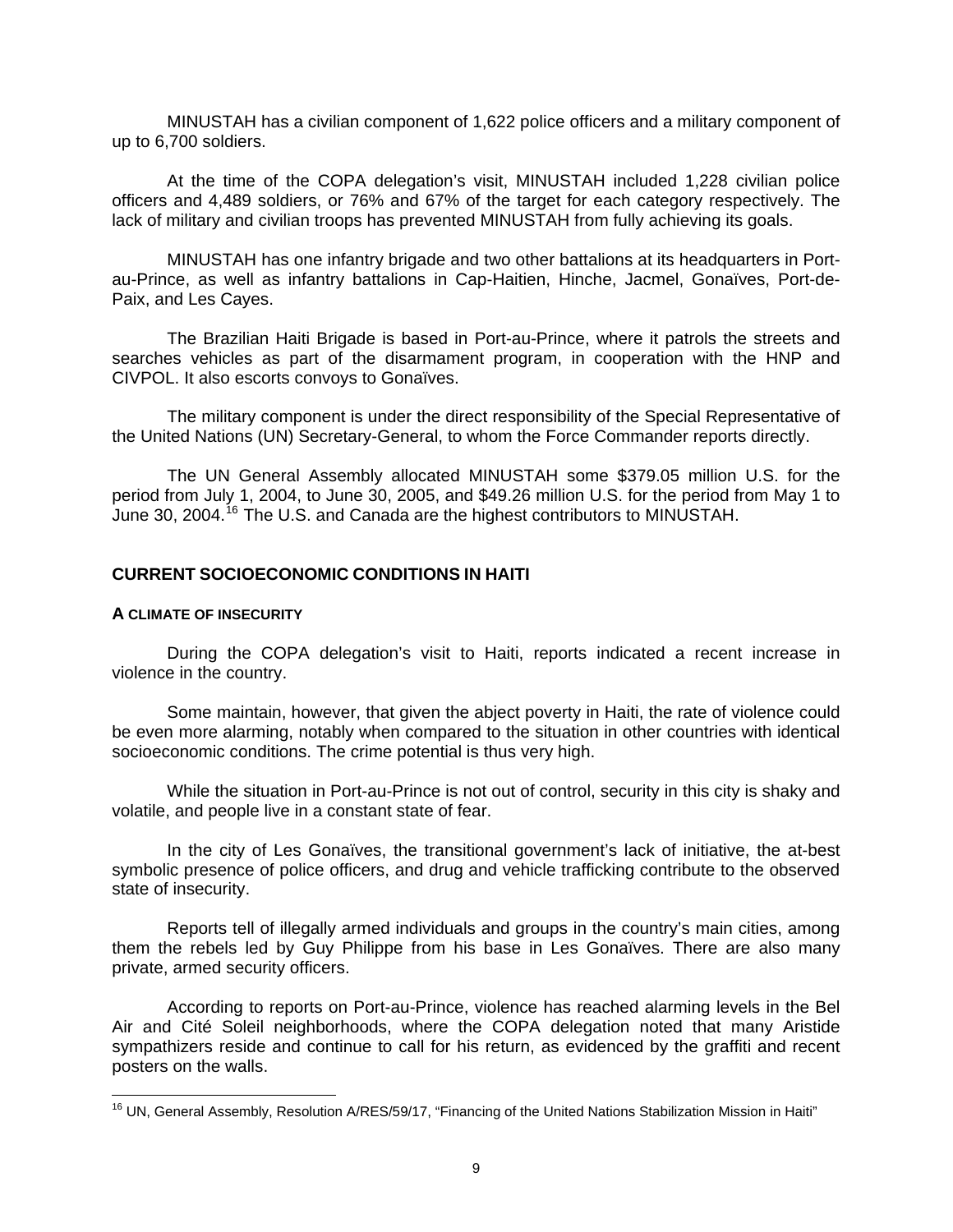MINUSTAH has a civilian component of 1,622 police officers and a military component of up to 6,700 soldiers.

At the time of the COPA delegation's visit, MINUSTAH included 1,228 civilian police officers and 4,489 soldiers, or 76% and 67% of the target for each category respectively. The lack of military and civilian troops has prevented MINUSTAH from fully achieving its goals.

MINUSTAH has one infantry brigade and two other battalions at its headquarters in Port-au-Prince, as well as infantry battalions in Cap-Haitien, Hinche, Jacmel, Gonaïves, Port-de-Paix, and Les Cayes.

The Brazilian Haiti Brigade is based in Port-au-Prince, where it patrols the streets and searches vehicles as part of the disarmament program, in cooperation with the HNP and CIVPOL. It also escorts convoys to Gonaïves.

The military component is under the direct responsibility of the Special Representative of the United Nations (UN) Secretary-General, to whom the Force Commander reports directly.

The UN General Assembly allocated MINUSTAH some $379.05 million U.S. for the period from July 1, 2004, to June 30, 2005, and $49.26 million U.S. for the period from May 1 to June 30, 2004.[16] The U.S. and Canada are the highest contributors to MINUSTAH.

## CURRENT SOCIOECONOMIC CONDITIONS IN HAITI

### A CLIMATE OF INSECURITY

During the COPA delegation's visit to Haiti, reports indicated a recent increase in violence in the country.

Some maintain, however, that given the abject poverty in Haiti, the rate of violence could be even more alarming, notably when compared to the situation in other countries with identical socioeconomic conditions. The crime potential is thus very high.

While the situation in Port-au-Prince is not out of control, security in this city is shaky and volatile, and people live in a constant state of fear.

In the city of Les Gonaïves, the transitional government's lack of initiative, the at-best symbolic presence of police officers, and drug and vehicle trafficking contribute to the observed state of insecurity.

Reports tell of illegally armed individuals and groups in the country's main cities, among them the rebels led by Guy Philippe from his base in Les Gonaïves. There are also many private, armed security officers.

According to reports on Port-au-Prince, violence has reached alarming levels in the Bel Air and Cité Soleil neighborhoods, where the COPA delegation noted that many Aristide sympathizers reside and continue to call for his return, as evidenced by the graffiti and recent posters on the walls.

---

[16] UN, General Assembly, Resolution A/RES/59/17, "Financing of the United Nations Stabilization Mission in Haiti"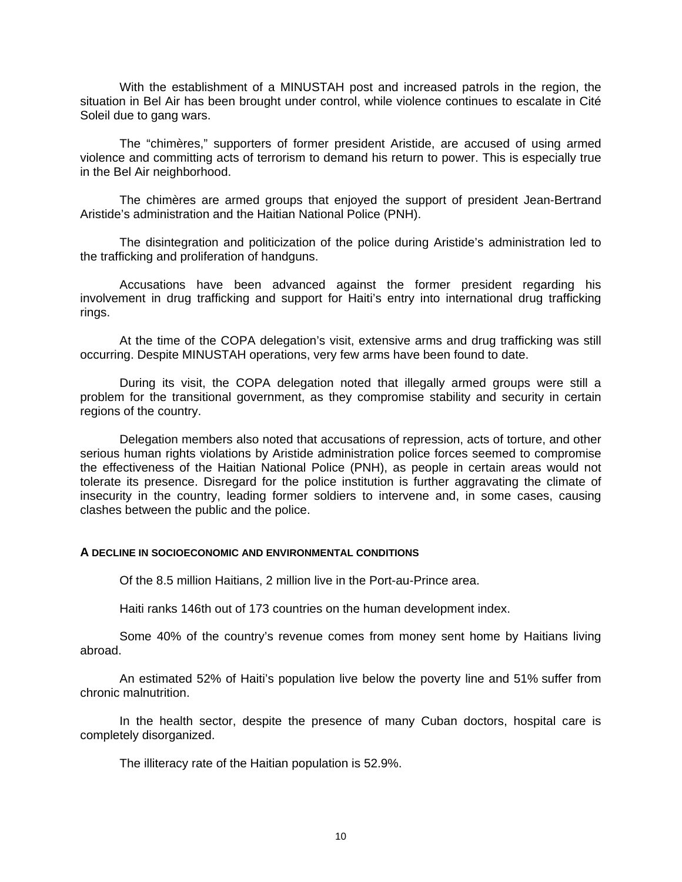With the establishment of a MINUSTAH post and increased patrols in the region, the situation in Bel Air has been brought under control, while violence continues to escalate in Cité Soleil due to gang wars.

The "chimères," supporters of former president Aristide, are accused of using armed violence and committing acts of terrorism to demand his return to power. This is especially true in the Bel Air neighborhood.

The chimères are armed groups that enjoyed the support of president Jean-Bertrand Aristide's administration and the Haitian National Police (PNH).

The disintegration and politicization of the police during Aristide's administration led to the trafficking and proliferation of handguns.

Accusations have been advanced against the former president regarding his involvement in drug trafficking and support for Haiti's entry into international drug trafficking rings.

At the time of the COPA delegation's visit, extensive arms and drug trafficking was still occurring. Despite MINUSTAH operations, very few arms have been found to date.

During its visit, the COPA delegation noted that illegally armed groups were still a problem for the transitional government, as they compromise stability and security in certain regions of the country.

Delegation members also noted that accusations of repression, acts of torture, and other serious human rights violations by Aristide administration police forces seemed to compromise the effectiveness of the Haitian National Police (PNH), as people in certain areas would not tolerate its presence. Disregard for the police institution is further aggravating the climate of insecurity in the country, leading former soldiers to intervene and, in some cases, causing clashes between the public and the police.

#### A DECLINE IN SOCIOECONOMIC AND ENVIRONMENTAL CONDITIONS

Of the 8.5 million Haitians, 2 million live in the Port-au-Prince area.

Haiti ranks 146th out of 173 countries on the human development index.

Some 40% of the country's revenue comes from money sent home by Haitians living abroad.

An estimated 52% of Haiti's population live below the poverty line and 51% suffer from chronic malnutrition.

In the health sector, despite the presence of many Cuban doctors, hospital care is completely disorganized.

The illiteracy rate of the Haitian population is 52.9%.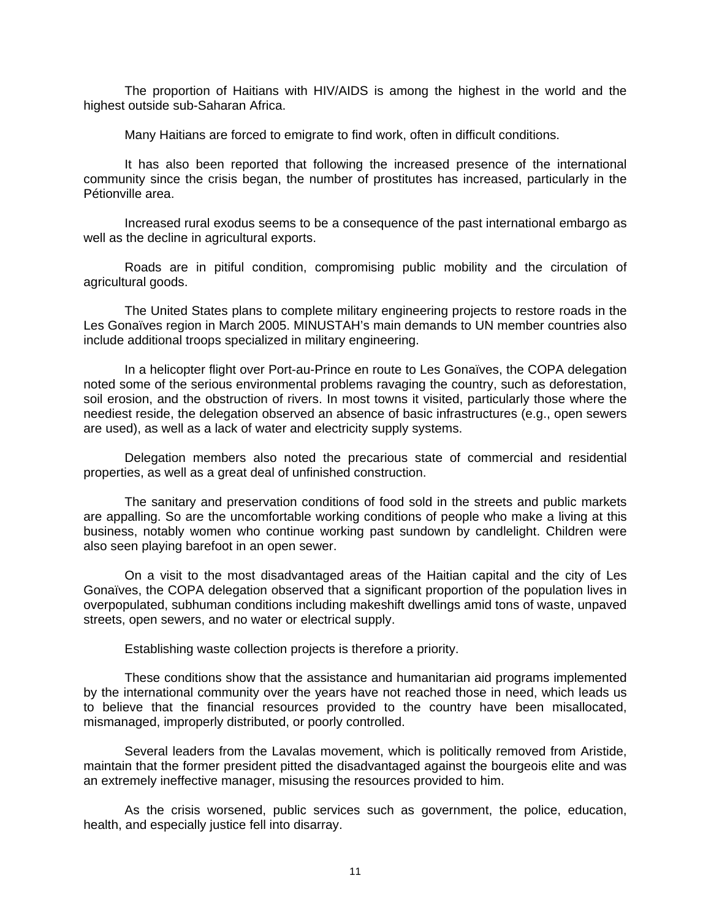The proportion of Haitians with HIV/AIDS is among the highest in the world and the highest outside sub-Saharan Africa.

Many Haitians are forced to emigrate to find work, often in difficult conditions.

It has also been reported that following the increased presence of the international community since the crisis began, the number of prostitutes has increased, particularly in the Pétionville area.

Increased rural exodus seems to be a consequence of the past international embargo as well as the decline in agricultural exports.

Roads are in pitiful condition, compromising public mobility and the circulation of agricultural goods.

The United States plans to complete military engineering projects to restore roads in the Les Gonaïves region in March 2005. MINUSTAH's main demands to UN member countries also include additional troops specialized in military engineering.

In a helicopter flight over Port-au-Prince en route to Les Gonaïves, the COPA delegation noted some of the serious environmental problems ravaging the country, such as deforestation, soil erosion, and the obstruction of rivers. In most towns it visited, particularly those where the neediest reside, the delegation observed an absence of basic infrastructures (e.g., open sewers are used), as well as a lack of water and electricity supply systems.

Delegation members also noted the precarious state of commercial and residential properties, as well as a great deal of unfinished construction.

The sanitary and preservation conditions of food sold in the streets and public markets are appalling. So are the uncomfortable working conditions of people who make a living at this business, notably women who continue working past sundown by candlelight. Children were also seen playing barefoot in an open sewer.

On a visit to the most disadvantaged areas of the Haitian capital and the city of Les Gonaïves, the COPA delegation observed that a significant proportion of the population lives in overpopulated, subhuman conditions including makeshift dwellings amid tons of waste, unpaved streets, open sewers, and no water or electrical supply.

Establishing waste collection projects is therefore a priority.

These conditions show that the assistance and humanitarian aid programs implemented by the international community over the years have not reached those in need, which leads us to believe that the financial resources provided to the country have been misallocated, mismanaged, improperly distributed, or poorly controlled.

Several leaders from the Lavalas movement, which is politically removed from Aristide, maintain that the former president pitted the disadvantaged against the bourgeois elite and was an extremely ineffective manager, misusing the resources provided to him.

As the crisis worsened, public services such as government, the police, education, health, and especially justice fell into disarray.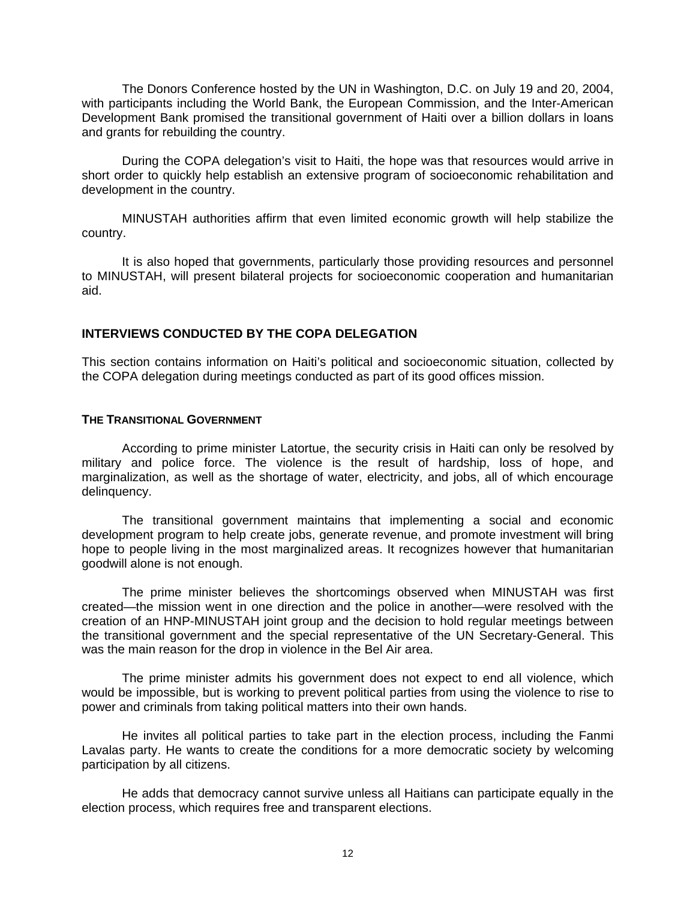The Donors Conference hosted by the UN in Washington, D.C. on July 19 and 20, 2004, with participants including the World Bank, the European Commission, and the Inter-American Development Bank promised the transitional government of Haiti over a billion dollars in loans and grants for rebuilding the country.

During the COPA delegation's visit to Haiti, the hope was that resources would arrive in short order to quickly help establish an extensive program of socioeconomic rehabilitation and development in the country.

MINUSTAH authorities affirm that even limited economic growth will help stabilize the country.

It is also hoped that governments, particularly those providing resources and personnel to MINUSTAH, will present bilateral projects for socioeconomic cooperation and humanitarian aid.

## INTERVIEWS CONDUCTED BY THE COPA DELEGATION

This section contains information on Haiti's political and socioeconomic situation, collected by the COPA delegation during meetings conducted as part of its good offices mission.

### THE TRANSITIONAL GOVERNMENT

According to prime minister Latortue, the security crisis in Haiti can only be resolved by military and police force. The violence is the result of hardship, loss of hope, and marginalization, as well as the shortage of water, electricity, and jobs, all of which encourage delinquency.

The transitional government maintains that implementing a social and economic development program to help create jobs, generate revenue, and promote investment will bring hope to people living in the most marginalized areas. It recognizes however that humanitarian goodwill alone is not enough.

The prime minister believes the shortcomings observed when MINUSTAH was first created—the mission went in one direction and the police in another—were resolved with the creation of an HNP-MINUSTAH joint group and the decision to hold regular meetings between the transitional government and the special representative of the UN Secretary-General. This was the main reason for the drop in violence in the Bel Air area.

The prime minister admits his government does not expect to end all violence, which would be impossible, but is working to prevent political parties from using the violence to rise to power and criminals from taking political matters into their own hands.

He invites all political parties to take part in the election process, including the Fanmi Lavalas party. He wants to create the conditions for a more democratic society by welcoming participation by all citizens.

He adds that democracy cannot survive unless all Haitians can participate equally in the election process, which requires free and transparent elections.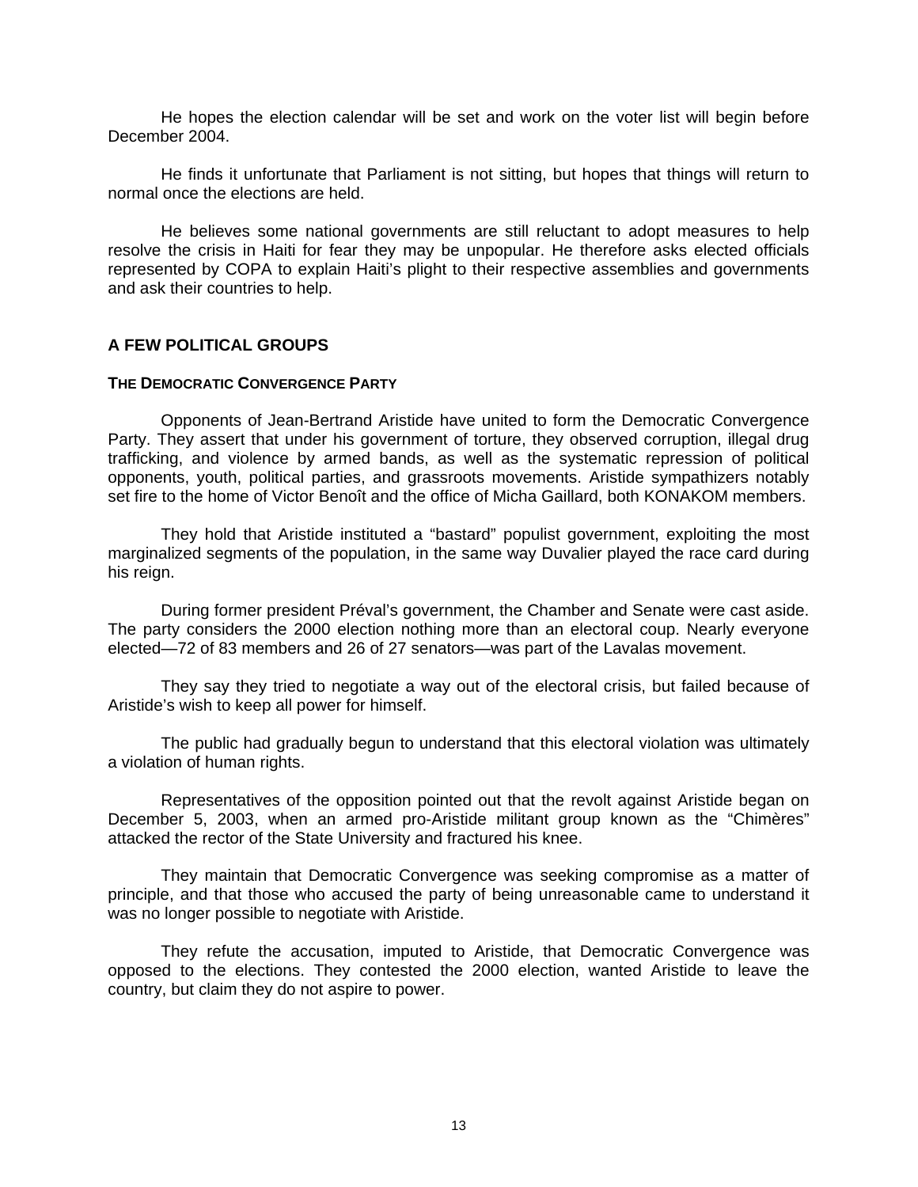He hopes the election calendar will be set and work on the voter list will begin before December 2004.

He finds it unfortunate that Parliament is not sitting, but hopes that things will return to normal once the elections are held.

He believes some national governments are still reluctant to adopt measures to help resolve the crisis in Haiti for fear they may be unpopular. He therefore asks elected officials represented by COPA to explain Haiti's plight to their respective assemblies and governments and ask their countries to help.

## A FEW POLITICAL GROUPS

### THE DEMOCRATIC CONVERGENCE PARTY

Opponents of Jean-Bertrand Aristide have united to form the Democratic Convergence Party. They assert that under his government of torture, they observed corruption, illegal drug trafficking, and violence by armed bands, as well as the systematic repression of political opponents, youth, political parties, and grassroots movements. Aristide sympathizers notably set fire to the home of Victor Benoît and the office of Micha Gaillard, both KONAKOM members.

They hold that Aristide instituted a "bastard" populist government, exploiting the most marginalized segments of the population, in the same way Duvalier played the race card during his reign.

During former president Préval's government, the Chamber and Senate were cast aside. The party considers the 2000 election nothing more than an electoral coup. Nearly everyone elected—72 of 83 members and 26 of 27 senators—was part of the Lavalas movement.

They say they tried to negotiate a way out of the electoral crisis, but failed because of Aristide's wish to keep all power for himself.

The public had gradually begun to understand that this electoral violation was ultimately a violation of human rights.

Representatives of the opposition pointed out that the revolt against Aristide began on December 5, 2003, when an armed pro-Aristide militant group known as the "Chimères" attacked the rector of the State University and fractured his knee.

They maintain that Democratic Convergence was seeking compromise as a matter of principle, and that those who accused the party of being unreasonable came to understand it was no longer possible to negotiate with Aristide.

They refute the accusation, imputed to Aristide, that Democratic Convergence was opposed to the elections. They contested the 2000 election, wanted Aristide to leave the country, but claim they do not aspire to power.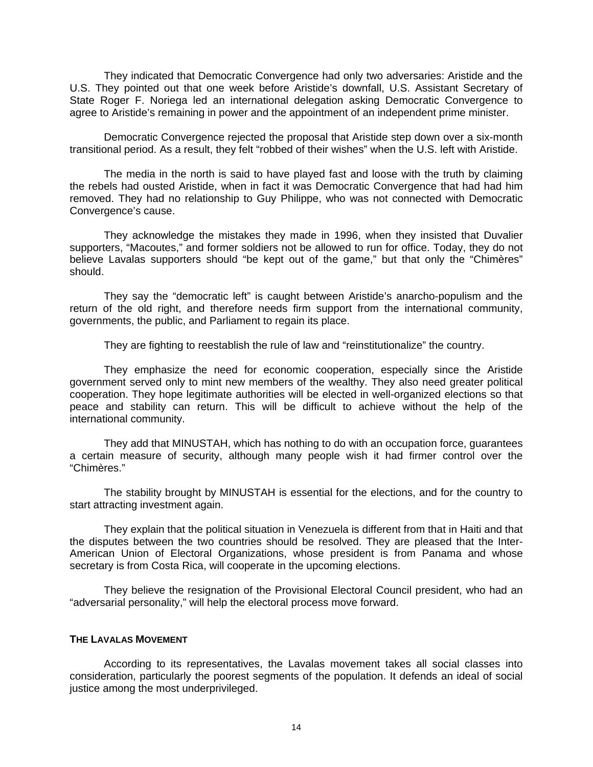They indicated that Democratic Convergence had only two adversaries: Aristide and the U.S. They pointed out that one week before Aristide's downfall, U.S. Assistant Secretary of State Roger F. Noriega led an international delegation asking Democratic Convergence to agree to Aristide's remaining in power and the appointment of an independent prime minister.

Democratic Convergence rejected the proposal that Aristide step down over a six-month transitional period. As a result, they felt "robbed of their wishes" when the U.S. left with Aristide.

The media in the north is said to have played fast and loose with the truth by claiming the rebels had ousted Aristide, when in fact it was Democratic Convergence that had had him removed. They had no relationship to Guy Philippe, who was not connected with Democratic Convergence's cause.

They acknowledge the mistakes they made in 1996, when they insisted that Duvalier supporters, "Macoutes," and former soldiers not be allowed to run for office. Today, they do not believe Lavalas supporters should "be kept out of the game," but that only the "Chimères" should.

They say the "democratic left" is caught between Aristide's anarcho-populism and the return of the old right, and therefore needs firm support from the international community, governments, the public, and Parliament to regain its place.

They are fighting to reestablish the rule of law and "reinstitutionalize" the country.

They emphasize the need for economic cooperation, especially since the Aristide government served only to mint new members of the wealthy. They also need greater political cooperation. They hope legitimate authorities will be elected in well-organized elections so that peace and stability can return. This will be difficult to achieve without the help of the international community.

They add that MINUSTAH, which has nothing to do with an occupation force, guarantees a certain measure of security, although many people wish it had firmer control over the "Chimères."

The stability brought by MINUSTAH is essential for the elections, and for the country to start attracting investment again.

They explain that the political situation in Venezuela is different from that in Haiti and that the disputes between the two countries should be resolved. They are pleased that the Inter-American Union of Electoral Organizations, whose president is from Panama and whose secretary is from Costa Rica, will cooperate in the upcoming elections.

They believe the resignation of the Provisional Electoral Council president, who had an "adversarial personality," will help the electoral process move forward.

### THE LAVALAS MOVEMENT

According to its representatives, the Lavalas movement takes all social classes into consideration, particularly the poorest segments of the population. It defends an ideal of social justice among the most underprivileged.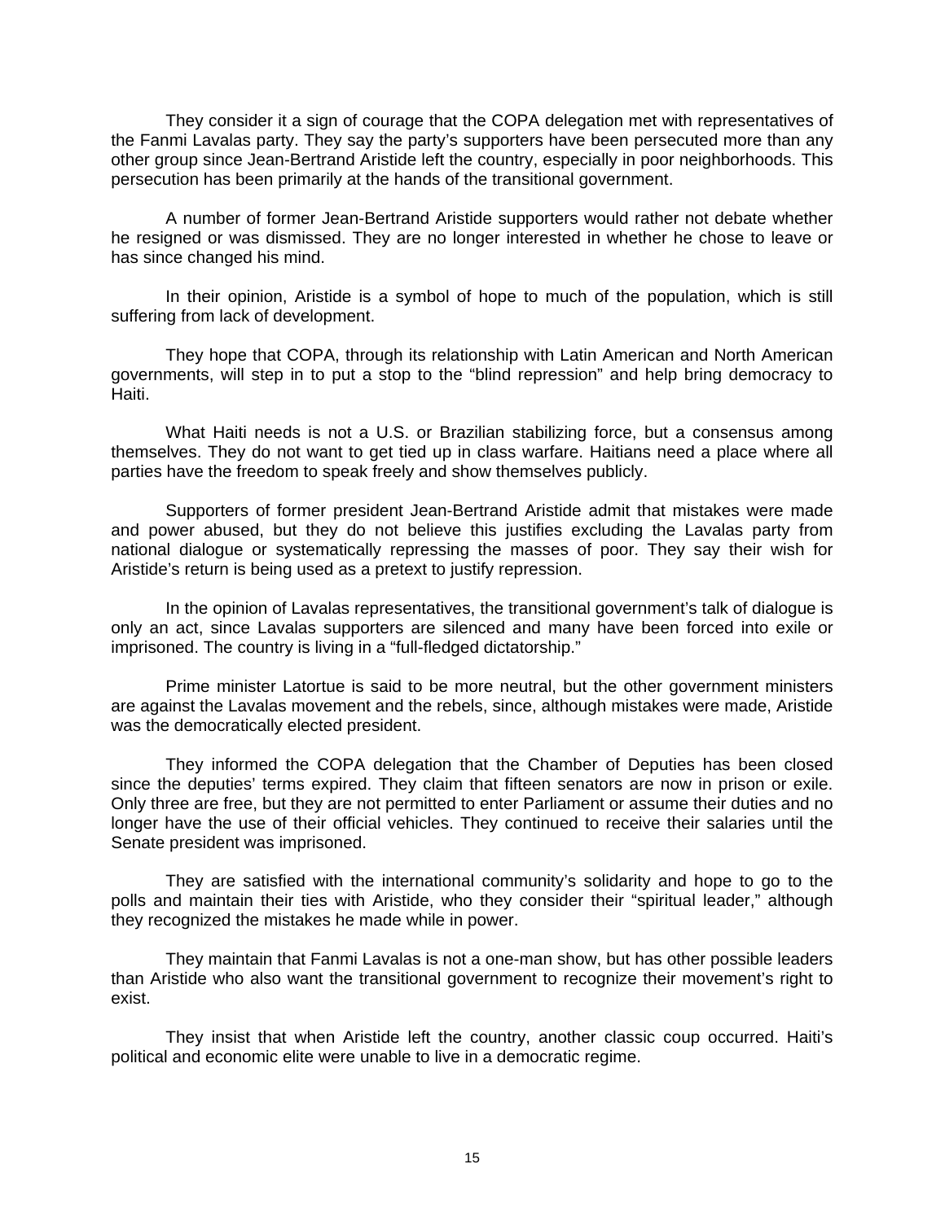They consider it a sign of courage that the COPA delegation met with representatives of the Fanmi Lavalas party. They say the party's supporters have been persecuted more than any other group since Jean-Bertrand Aristide left the country, especially in poor neighborhoods. This persecution has been primarily at the hands of the transitional government.

A number of former Jean-Bertrand Aristide supporters would rather not debate whether he resigned or was dismissed. They are no longer interested in whether he chose to leave or has since changed his mind.

In their opinion, Aristide is a symbol of hope to much of the population, which is still suffering from lack of development.

They hope that COPA, through its relationship with Latin American and North American governments, will step in to put a stop to the "blind repression" and help bring democracy to Haiti.

What Haiti needs is not a U.S. or Brazilian stabilizing force, but a consensus among themselves. They do not want to get tied up in class warfare. Haitians need a place where all parties have the freedom to speak freely and show themselves publicly.

Supporters of former president Jean-Bertrand Aristide admit that mistakes were made and power abused, but they do not believe this justifies excluding the Lavalas party from national dialogue or systematically repressing the masses of poor. They say their wish for Aristide's return is being used as a pretext to justify repression.

In the opinion of Lavalas representatives, the transitional government's talk of dialogue is only an act, since Lavalas supporters are silenced and many have been forced into exile or imprisoned. The country is living in a "full-fledged dictatorship."

Prime minister Latortue is said to be more neutral, but the other government ministers are against the Lavalas movement and the rebels, since, although mistakes were made, Aristide was the democratically elected president.

They informed the COPA delegation that the Chamber of Deputies has been closed since the deputies' terms expired. They claim that fifteen senators are now in prison or exile. Only three are free, but they are not permitted to enter Parliament or assume their duties and no longer have the use of their official vehicles. They continued to receive their salaries until the Senate president was imprisoned.

They are satisfied with the international community's solidarity and hope to go to the polls and maintain their ties with Aristide, who they consider their "spiritual leader," although they recognized the mistakes he made while in power.

They maintain that Fanmi Lavalas is not a one-man show, but has other possible leaders than Aristide who also want the transitional government to recognize their movement's right to exist.

They insist that when Aristide left the country, another classic coup occurred. Haiti's political and economic elite were unable to live in a democratic regime.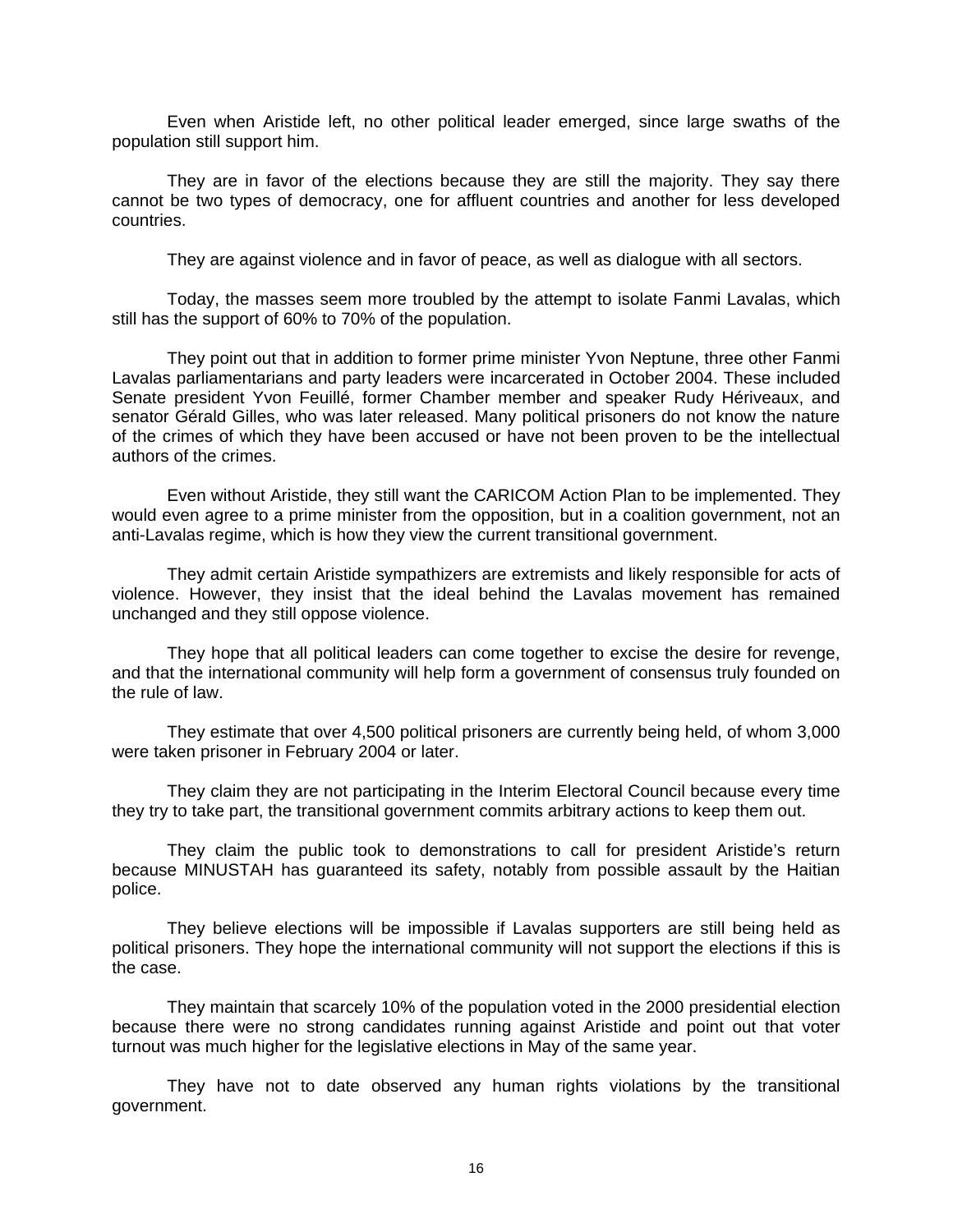Even when Aristide left, no other political leader emerged, since large swaths of the population still support him.

They are in favor of the elections because they are still the majority. They say there cannot be two types of democracy, one for affluent countries and another for less developed countries.

They are against violence and in favor of peace, as well as dialogue with all sectors.

Today, the masses seem more troubled by the attempt to isolate Fanmi Lavalas, which still has the support of 60% to 70% of the population.

They point out that in addition to former prime minister Yvon Neptune, three other Fanmi Lavalas parliamentarians and party leaders were incarcerated in October 2004. These included Senate president Yvon Feuillé, former Chamber member and speaker Rudy Hériveaux, and senator Gérald Gilles, who was later released. Many political prisoners do not know the nature of the crimes of which they have been accused or have not been proven to be the intellectual authors of the crimes.

Even without Aristide, they still want the CARICOM Action Plan to be implemented. They would even agree to a prime minister from the opposition, but in a coalition government, not an anti-Lavalas regime, which is how they view the current transitional government.

They admit certain Aristide sympathizers are extremists and likely responsible for acts of violence. However, they insist that the ideal behind the Lavalas movement has remained unchanged and they still oppose violence.

They hope that all political leaders can come together to excise the desire for revenge, and that the international community will help form a government of consensus truly founded on the rule of law.

They estimate that over 4,500 political prisoners are currently being held, of whom 3,000 were taken prisoner in February 2004 or later.

They claim they are not participating in the Interim Electoral Council because every time they try to take part, the transitional government commits arbitrary actions to keep them out.

They claim the public took to demonstrations to call for president Aristide's return because MINUSTAH has guaranteed its safety, notably from possible assault by the Haitian police.

They believe elections will be impossible if Lavalas supporters are still being held as political prisoners. They hope the international community will not support the elections if this is the case.

They maintain that scarcely 10% of the population voted in the 2000 presidential election because there were no strong candidates running against Aristide and point out that voter turnout was much higher for the legislative elections in May of the same year.

They have not to date observed any human rights violations by the transitional government.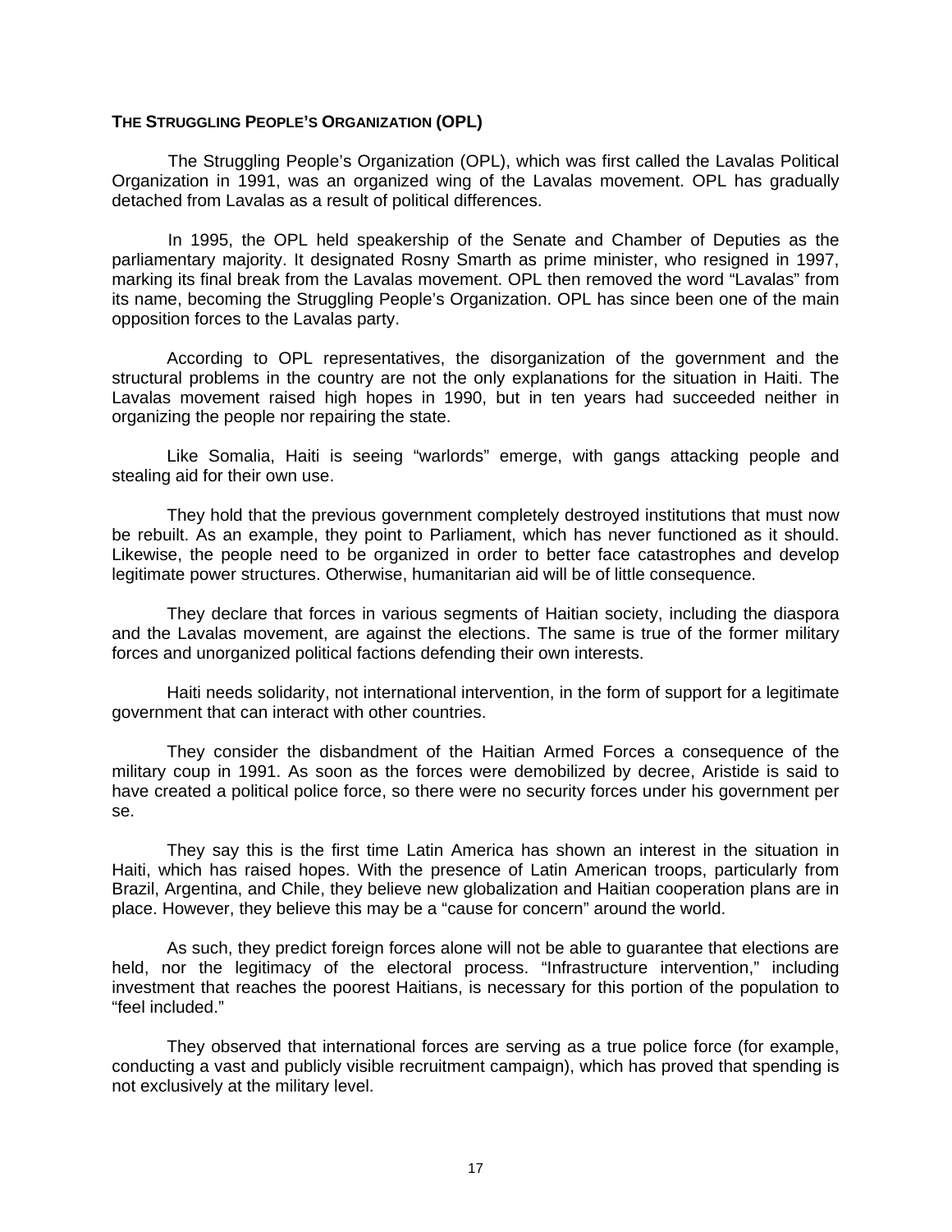### THE STRUGGLING PEOPLE'S ORGANIZATION (OPL)

The Struggling People's Organization (OPL), which was first called the Lavalas Political Organization in 1991, was an organized wing of the Lavalas movement. OPL has gradually detached from Lavalas as a result of political differences.

In 1995, the OPL held speakership of the Senate and Chamber of Deputies as the parliamentary majority. It designated Rosny Smarth as prime minister, who resigned in 1997, marking its final break from the Lavalas movement. OPL then removed the word "Lavalas" from its name, becoming the Struggling People's Organization. OPL has since been one of the main opposition forces to the Lavalas party.

According to OPL representatives, the disorganization of the government and the structural problems in the country are not the only explanations for the situation in Haiti. The Lavalas movement raised high hopes in 1990, but in ten years had succeeded neither in organizing the people nor repairing the state.

Like Somalia, Haiti is seeing "warlords" emerge, with gangs attacking people and stealing aid for their own use.

They hold that the previous government completely destroyed institutions that must now be rebuilt. As an example, they point to Parliament, which has never functioned as it should. Likewise, the people need to be organized in order to better face catastrophes and develop legitimate power structures. Otherwise, humanitarian aid will be of little consequence.

They declare that forces in various segments of Haitian society, including the diaspora and the Lavalas movement, are against the elections. The same is true of the former military forces and unorganized political factions defending their own interests.

Haiti needs solidarity, not international intervention, in the form of support for a legitimate government that can interact with other countries.

They consider the disbandment of the Haitian Armed Forces a consequence of the military coup in 1991. As soon as the forces were demobilized by decree, Aristide is said to have created a political police force, so there were no security forces under his government per se.

They say this is the first time Latin America has shown an interest in the situation in Haiti, which has raised hopes. With the presence of Latin American troops, particularly from Brazil, Argentina, and Chile, they believe new globalization and Haitian cooperation plans are in place. However, they believe this may be a "cause for concern" around the world.

As such, they predict foreign forces alone will not be able to guarantee that elections are held, nor the legitimacy of the electoral process. "Infrastructure intervention," including investment that reaches the poorest Haitians, is necessary for this portion of the population to "feel included."

They observed that international forces are serving as a true police force (for example, conducting a vast and publicly visible recruitment campaign), which has proved that spending is not exclusively at the military level.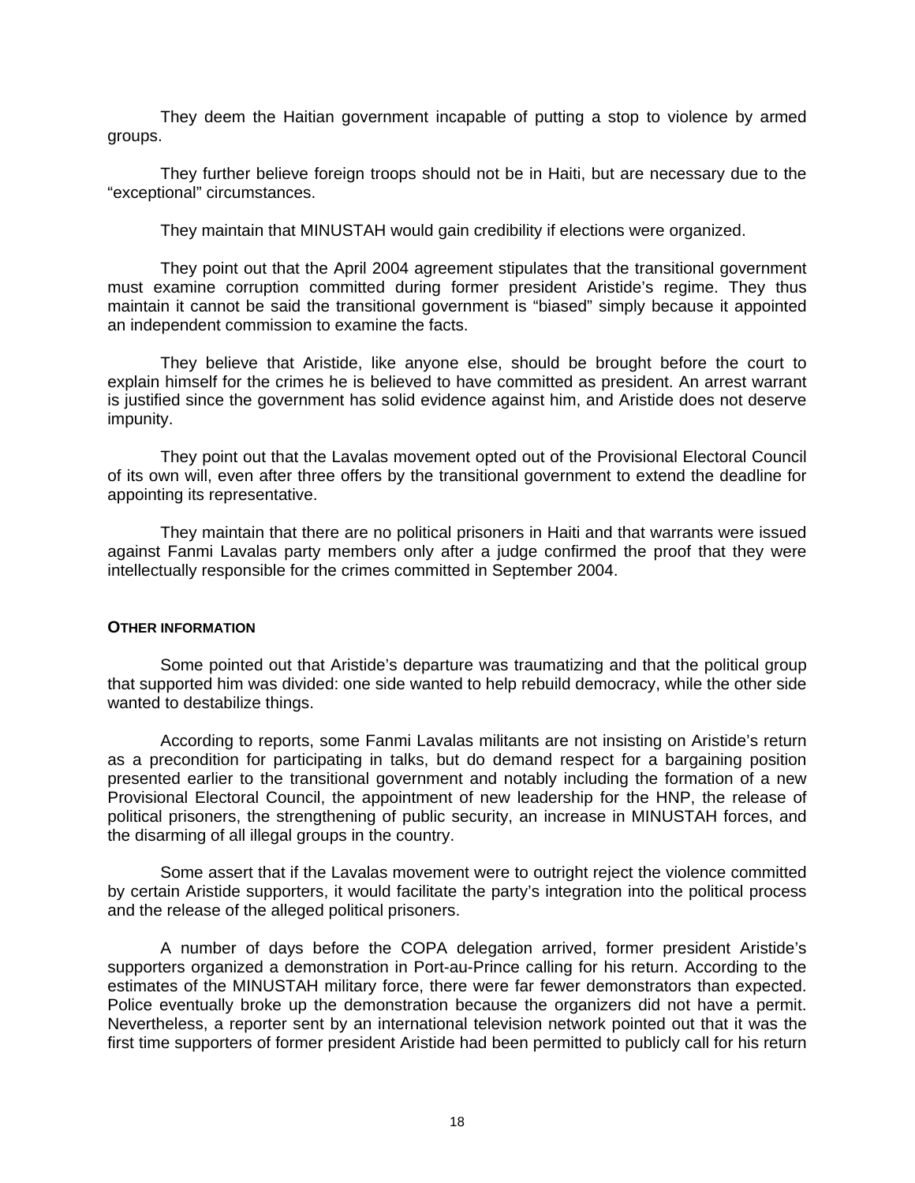They deem the Haitian government incapable of putting a stop to violence by armed groups.

They further believe foreign troops should not be in Haiti, but are necessary due to the "exceptional" circumstances.

They maintain that MINUSTAH would gain credibility if elections were organized.

They point out that the April 2004 agreement stipulates that the transitional government must examine corruption committed during former president Aristide's regime. They thus maintain it cannot be said the transitional government is "biased" simply because it appointed an independent commission to examine the facts.

They believe that Aristide, like anyone else, should be brought before the court to explain himself for the crimes he is believed to have committed as president. An arrest warrant is justified since the government has solid evidence against him, and Aristide does not deserve impunity.

They point out that the Lavalas movement opted out of the Provisional Electoral Council of its own will, even after three offers by the transitional government to extend the deadline for appointing its representative.

They maintain that there are no political prisoners in Haiti and that warrants were issued against Fanmi Lavalas party members only after a judge confirmed the proof that they were intellectually responsible for the crimes committed in September 2004.

**OTHER INFORMATION**

Some pointed out that Aristide's departure was traumatizing and that the political group that supported him was divided: one side wanted to help rebuild democracy, while the other side wanted to destabilize things.

According to reports, some Fanmi Lavalas militants are not insisting on Aristide's return as a precondition for participating in talks, but do demand respect for a bargaining position presented earlier to the transitional government and notably including the formation of a new Provisional Electoral Council, the appointment of new leadership for the HNP, the release of political prisoners, the strengthening of public security, an increase in MINUSTAH forces, and the disarming of all illegal groups in the country.

Some assert that if the Lavalas movement were to outright reject the violence committed by certain Aristide supporters, it would facilitate the party's integration into the political process and the release of the alleged political prisoners.

A number of days before the COPA delegation arrived, former president Aristide's supporters organized a demonstration in Port-au-Prince calling for his return. According to the estimates of the MINUSTAH military force, there were far fewer demonstrators than expected. Police eventually broke up the demonstration because the organizers did not have a permit. Nevertheless, a reporter sent by an international television network pointed out that it was the first time supporters of former president Aristide had been permitted to publicly call for his return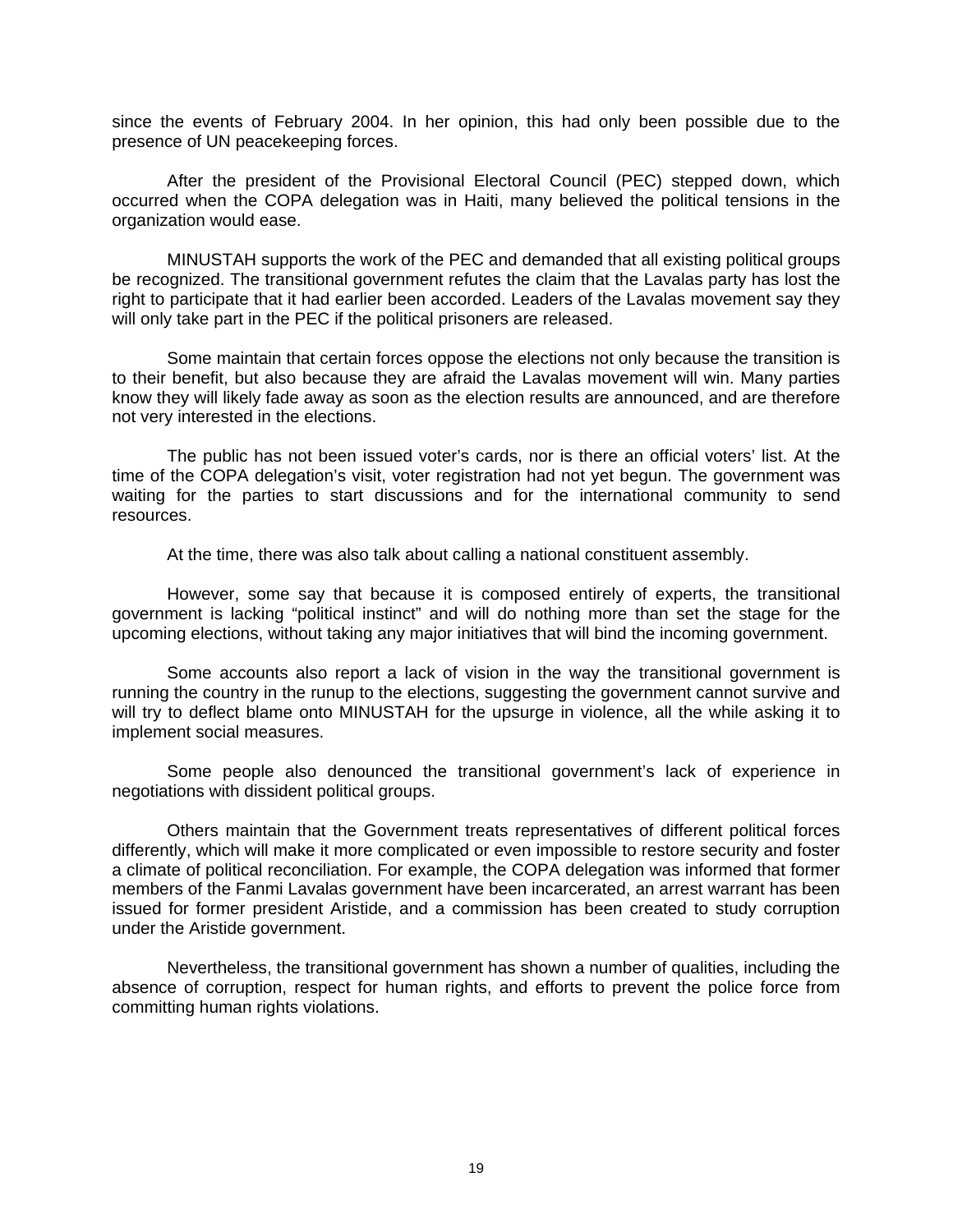since the events of February 2004. In her opinion, this had only been possible due to the presence of UN peacekeeping forces.

After the president of the Provisional Electoral Council (PEC) stepped down, which occurred when the COPA delegation was in Haiti, many believed the political tensions in the organization would ease.

MINUSTAH supports the work of the PEC and demanded that all existing political groups be recognized. The transitional government refutes the claim that the Lavalas party has lost the right to participate that it had earlier been accorded. Leaders of the Lavalas movement say they will only take part in the PEC if the political prisoners are released.

Some maintain that certain forces oppose the elections not only because the transition is to their benefit, but also because they are afraid the Lavalas movement will win. Many parties know they will likely fade away as soon as the election results are announced, and are therefore not very interested in the elections.

The public has not been issued voter's cards, nor is there an official voters' list. At the time of the COPA delegation's visit, voter registration had not yet begun. The government was waiting for the parties to start discussions and for the international community to send resources.

At the time, there was also talk about calling a national constituent assembly.

However, some say that because it is composed entirely of experts, the transitional government is lacking "political instinct" and will do nothing more than set the stage for the upcoming elections, without taking any major initiatives that will bind the incoming government.

Some accounts also report a lack of vision in the way the transitional government is running the country in the runup to the elections, suggesting the government cannot survive and will try to deflect blame onto MINUSTAH for the upsurge in violence, all the while asking it to implement social measures.

Some people also denounced the transitional government's lack of experience in negotiations with dissident political groups.

Others maintain that the Government treats representatives of different political forces differently, which will make it more complicated or even impossible to restore security and foster a climate of political reconciliation. For example, the COPA delegation was informed that former members of the Fanmi Lavalas government have been incarcerated, an arrest warrant has been issued for former president Aristide, and a commission has been created to study corruption under the Aristide government.

Nevertheless, the transitional government has shown a number of qualities, including the absence of corruption, respect for human rights, and efforts to prevent the police force from committing human rights violations.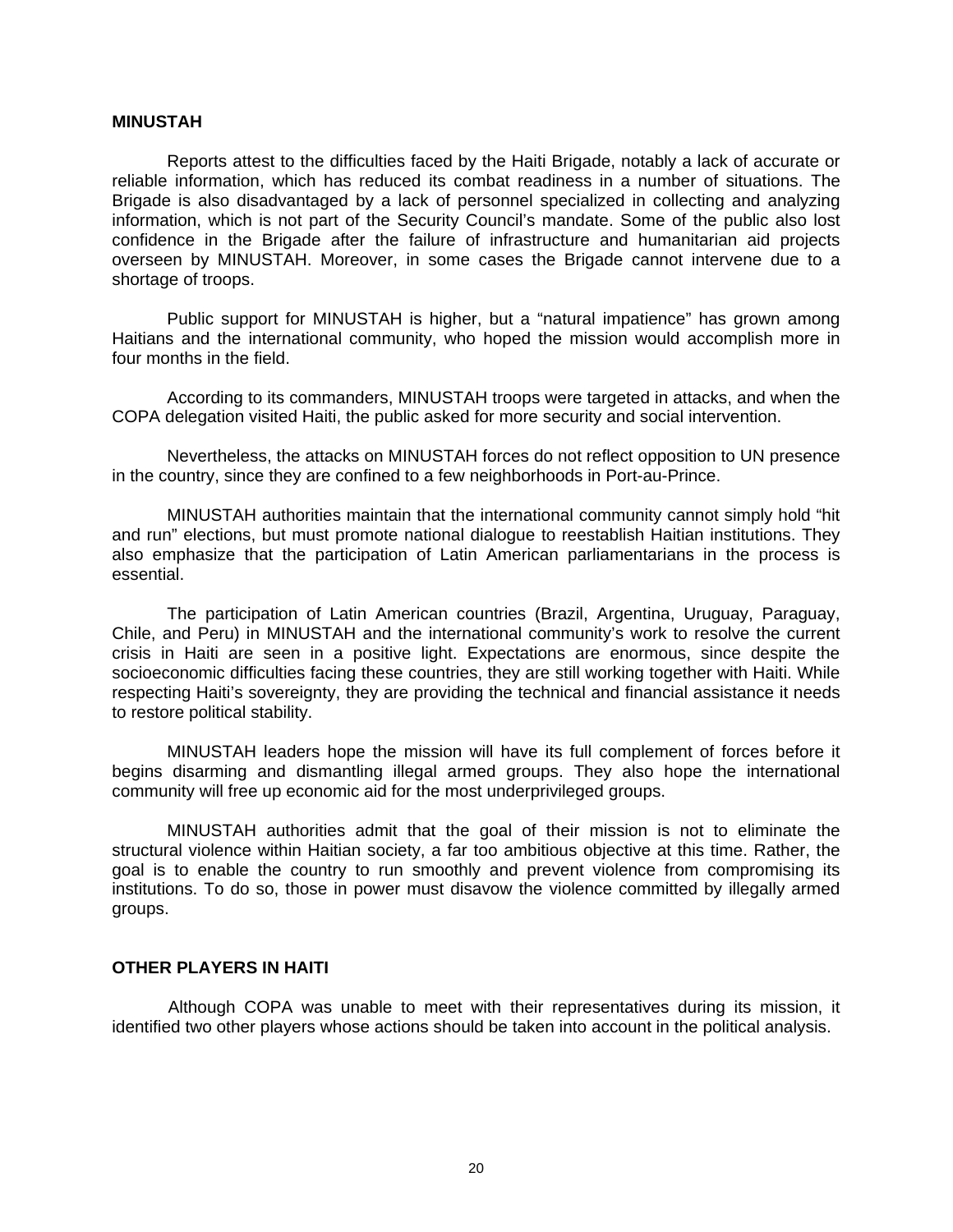## MINUSTAH

Reports attest to the difficulties faced by the Haiti Brigade, notably a lack of accurate or reliable information, which has reduced its combat readiness in a number of situations. The Brigade is also disadvantaged by a lack of personnel specialized in collecting and analyzing information, which is not part of the Security Council's mandate. Some of the public also lost confidence in the Brigade after the failure of infrastructure and humanitarian aid projects overseen by MINUSTAH. Moreover, in some cases the Brigade cannot intervene due to a shortage of troops.

Public support for MINUSTAH is higher, but a "natural impatience" has grown among Haitians and the international community, who hoped the mission would accomplish more in four months in the field.

According to its commanders, MINUSTAH troops were targeted in attacks, and when the COPA delegation visited Haiti, the public asked for more security and social intervention.

Nevertheless, the attacks on MINUSTAH forces do not reflect opposition to UN presence in the country, since they are confined to a few neighborhoods in Port-au-Prince.

MINUSTAH authorities maintain that the international community cannot simply hold "hit and run" elections, but must promote national dialogue to reestablish Haitian institutions. They also emphasize that the participation of Latin American parliamentarians in the process is essential.

The participation of Latin American countries (Brazil, Argentina, Uruguay, Paraguay, Chile, and Peru) in MINUSTAH and the international community's work to resolve the current crisis in Haiti are seen in a positive light. Expectations are enormous, since despite the socioeconomic difficulties facing these countries, they are still working together with Haiti. While respecting Haiti's sovereignty, they are providing the technical and financial assistance it needs to restore political stability.

MINUSTAH leaders hope the mission will have its full complement of forces before it begins disarming and dismantling illegal armed groups. They also hope the international community will free up economic aid for the most underprivileged groups.

MINUSTAH authorities admit that the goal of their mission is not to eliminate the structural violence within Haitian society, a far too ambitious objective at this time. Rather, the goal is to enable the country to run smoothly and prevent violence from compromising its institutions. To do so, those in power must disavow the violence committed by illegally armed groups.

## OTHER PLAYERS IN HAITI

Although COPA was unable to meet with their representatives during its mission, it identified two other players whose actions should be taken into account in the political analysis.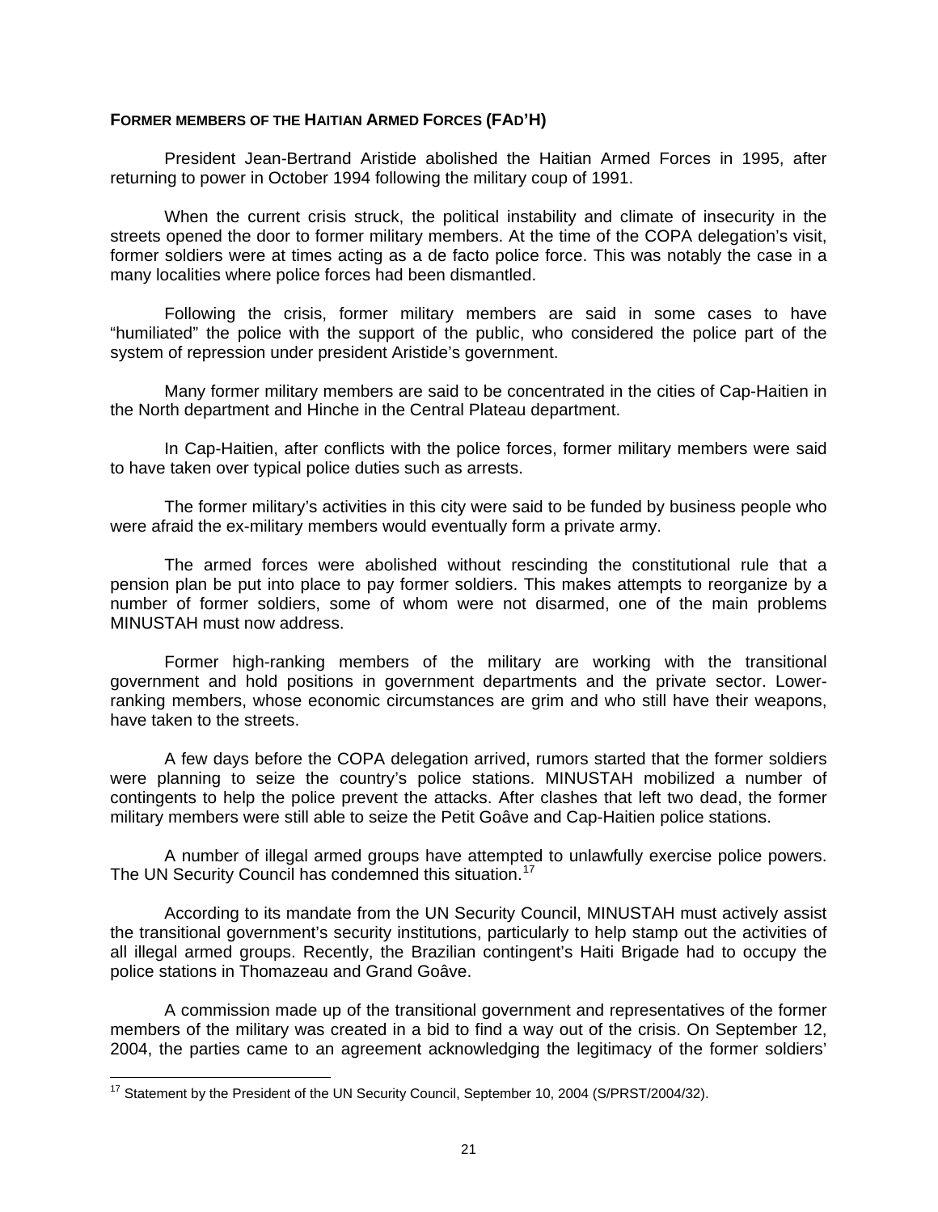**FORMER MEMBERS OF THE HAITIAN ARMED FORCES (FAD'H)**

President Jean-Bertrand Aristide abolished the Haitian Armed Forces in 1995, after returning to power in October 1994 following the military coup of 1991.

When the current crisis struck, the political instability and climate of insecurity in the streets opened the door to former military members. At the time of the COPA delegation's visit, former soldiers were at times acting as a de facto police force. This was notably the case in a many localities where police forces had been dismantled.

Following the crisis, former military members are said in some cases to have "humiliated" the police with the support of the public, who considered the police part of the system of repression under president Aristide's government.

Many former military members are said to be concentrated in the cities of Cap-Haitien in the North department and Hinche in the Central Plateau department.

In Cap-Haitien, after conflicts with the police forces, former military members were said to have taken over typical police duties such as arrests.

The former military's activities in this city were said to be funded by business people who were afraid the ex-military members would eventually form a private army.

The armed forces were abolished without rescinding the constitutional rule that a pension plan be put into place to pay former soldiers. This makes attempts to reorganize by a number of former soldiers, some of whom were not disarmed, one of the main problems MINUSTAH must now address.

Former high-ranking members of the military are working with the transitional government and hold positions in government departments and the private sector. Lower-ranking members, whose economic circumstances are grim and who still have their weapons, have taken to the streets.

A few days before the COPA delegation arrived, rumors started that the former soldiers were planning to seize the country's police stations. MINUSTAH mobilized a number of contingents to help the police prevent the attacks. After clashes that left two dead, the former military members were still able to seize the Petit Goâve and Cap-Haitien police stations.

A number of illegal armed groups have attempted to unlawfully exercise police powers. The UN Security Council has condemned this situation.[17]

According to its mandate from the UN Security Council, MINUSTAH must actively assist the transitional government's security institutions, particularly to help stamp out the activities of all illegal armed groups. Recently, the Brazilian contingent's Haiti Brigade had to occupy the police stations in Thomazeau and Grand Goâve.

A commission made up of the transitional government and representatives of the former members of the military was created in a bid to find a way out of the crisis. On September 12, 2004, the parties came to an agreement acknowledging the legitimacy of the former soldiers'

---

[17] Statement by the President of the UN Security Council, September 10, 2004 (S/PRST/2004/32).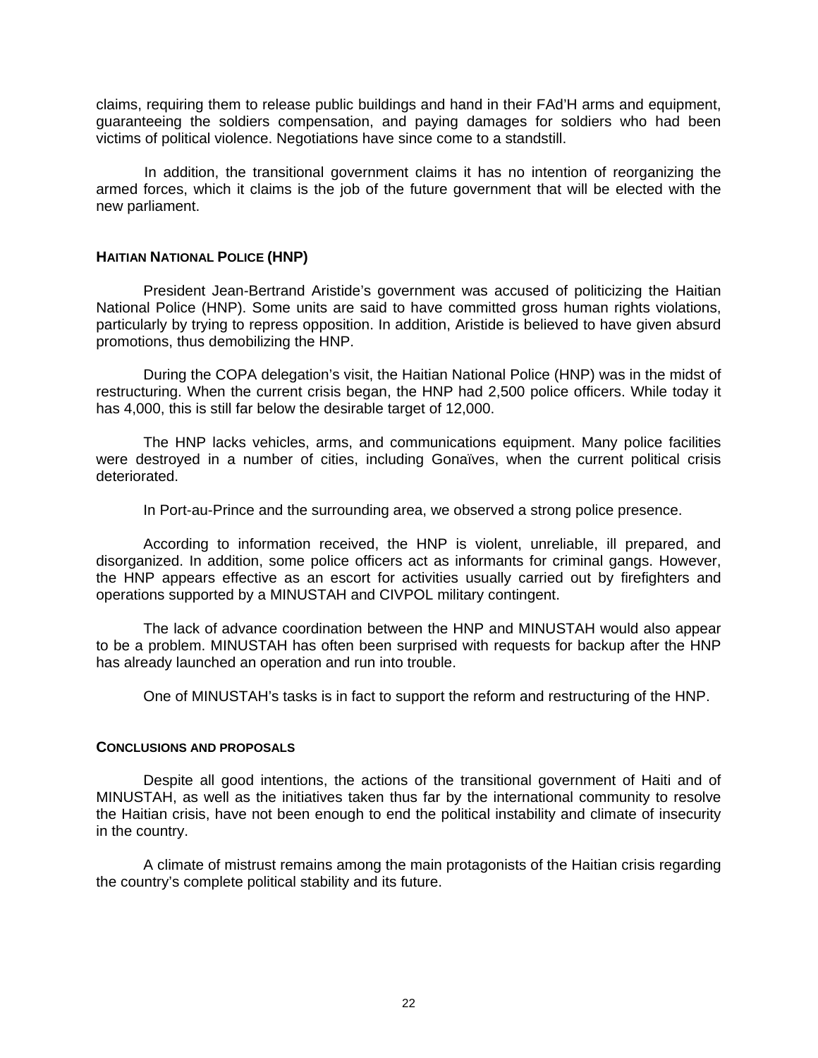claims, requiring them to release public buildings and hand in their FAd'H arms and equipment, guaranteeing the soldiers compensation, and paying damages for soldiers who had been victims of political violence. Negotiations have since come to a standstill.

In addition, the transitional government claims it has no intention of reorganizing the armed forces, which it claims is the job of the future government that will be elected with the new parliament.

## HAITIAN NATIONAL POLICE (HNP)

President Jean-Bertrand Aristide's government was accused of politicizing the Haitian National Police (HNP). Some units are said to have committed gross human rights violations, particularly by trying to repress opposition. In addition, Aristide is believed to have given absurd promotions, thus demobilizing the HNP.

During the COPA delegation's visit, the Haitian National Police (HNP) was in the midst of restructuring. When the current crisis began, the HNP had 2,500 police officers. While today it has 4,000, this is still far below the desirable target of 12,000.

The HNP lacks vehicles, arms, and communications equipment. Many police facilities were destroyed in a number of cities, including Gonaïves, when the current political crisis deteriorated.

In Port-au-Prince and the surrounding area, we observed a strong police presence.

According to information received, the HNP is violent, unreliable, ill prepared, and disorganized. In addition, some police officers act as informants for criminal gangs. However, the HNP appears effective as an escort for activities usually carried out by firefighters and operations supported by a MINUSTAH and CIVPOL military contingent.

The lack of advance coordination between the HNP and MINUSTAH would also appear to be a problem. MINUSTAH has often been surprised with requests for backup after the HNP has already launched an operation and run into trouble.

One of MINUSTAH's tasks is in fact to support the reform and restructuring of the HNP.

## CONCLUSIONS AND PROPOSALS

Despite all good intentions, the actions of the transitional government of Haiti and of MINUSTAH, as well as the initiatives taken thus far by the international community to resolve the Haitian crisis, have not been enough to end the political instability and climate of insecurity in the country.

A climate of mistrust remains among the main protagonists of the Haitian crisis regarding the country's complete political stability and its future.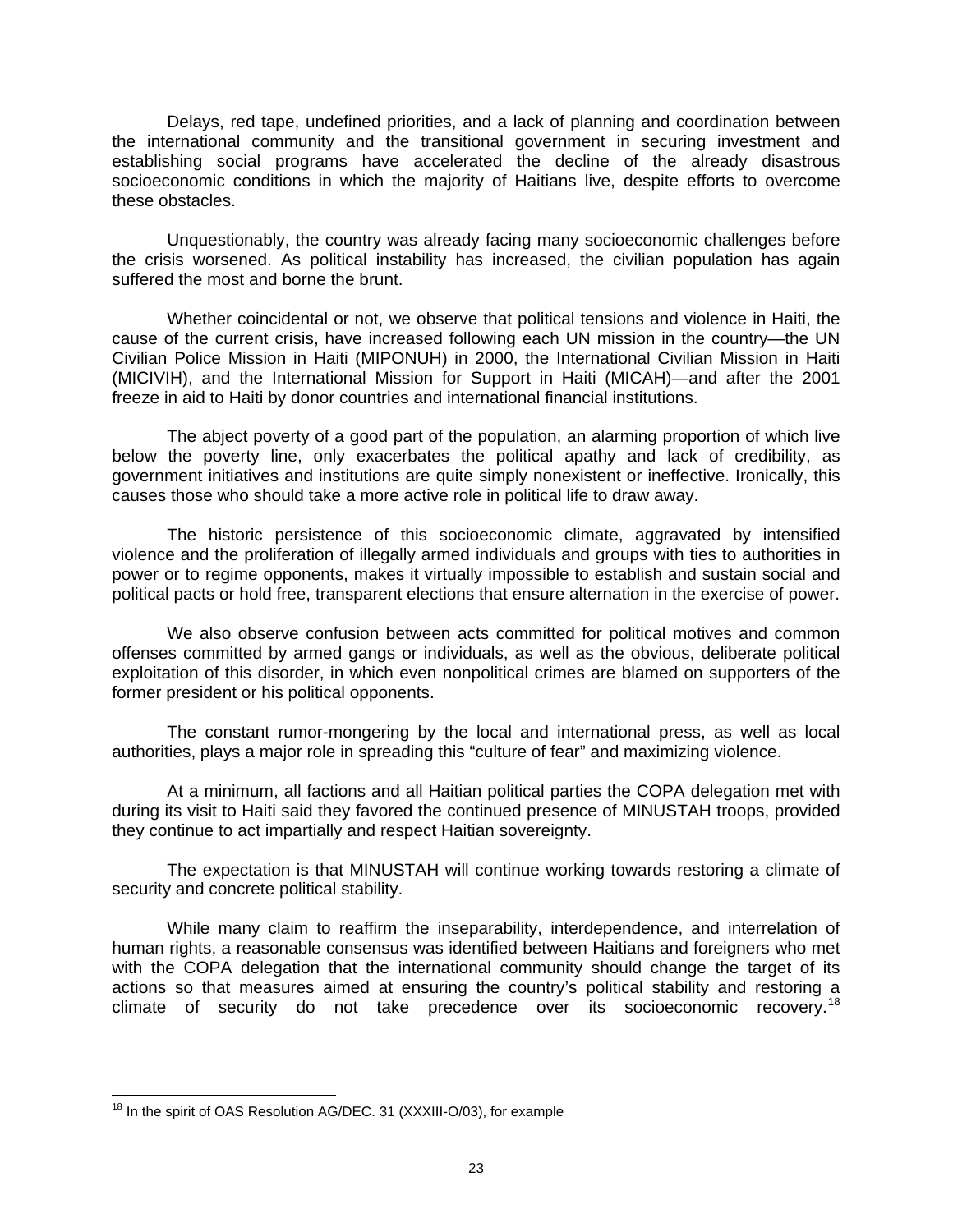Delays, red tape, undefined priorities, and a lack of planning and coordination between the international community and the transitional government in securing investment and establishing social programs have accelerated the decline of the already disastrous socioeconomic conditions in which the majority of Haitians live, despite efforts to overcome these obstacles.

Unquestionably, the country was already facing many socioeconomic challenges before the crisis worsened. As political instability has increased, the civilian population has again suffered the most and borne the brunt.

Whether coincidental or not, we observe that political tensions and violence in Haiti, the cause of the current crisis, have increased following each UN mission in the country—the UN Civilian Police Mission in Haiti (MIPONUH) in 2000, the International Civilian Mission in Haiti (MICIVIH), and the International Mission for Support in Haiti (MICAH)—and after the 2001 freeze in aid to Haiti by donor countries and international financial institutions.

The abject poverty of a good part of the population, an alarming proportion of which live below the poverty line, only exacerbates the political apathy and lack of credibility, as government initiatives and institutions are quite simply nonexistent or ineffective. Ironically, this causes those who should take a more active role in political life to draw away.

The historic persistence of this socioeconomic climate, aggravated by intensified violence and the proliferation of illegally armed individuals and groups with ties to authorities in power or to regime opponents, makes it virtually impossible to establish and sustain social and political pacts or hold free, transparent elections that ensure alternation in the exercise of power.

We also observe confusion between acts committed for political motives and common offenses committed by armed gangs or individuals, as well as the obvious, deliberate political exploitation of this disorder, in which even nonpolitical crimes are blamed on supporters of the former president or his political opponents.

The constant rumor-mongering by the local and international press, as well as local authorities, plays a major role in spreading this "culture of fear" and maximizing violence.

At a minimum, all factions and all Haitian political parties the COPA delegation met with during its visit to Haiti said they favored the continued presence of MINUSTAH troops, provided they continue to act impartially and respect Haitian sovereignty.

The expectation is that MINUSTAH will continue working towards restoring a climate of security and concrete political stability.

While many claim to reaffirm the inseparability, interdependence, and interrelation of human rights, a reasonable consensus was identified between Haitians and foreigners who met with the COPA delegation that the international community should change the target of its actions so that measures aimed at ensuring the country's political stability and restoring a climate of security do not take precedence over its socioeconomic recovery.[18]

---

[18] In the spirit of OAS Resolution AG/DEC. 31 (XXXIII-O/03), for example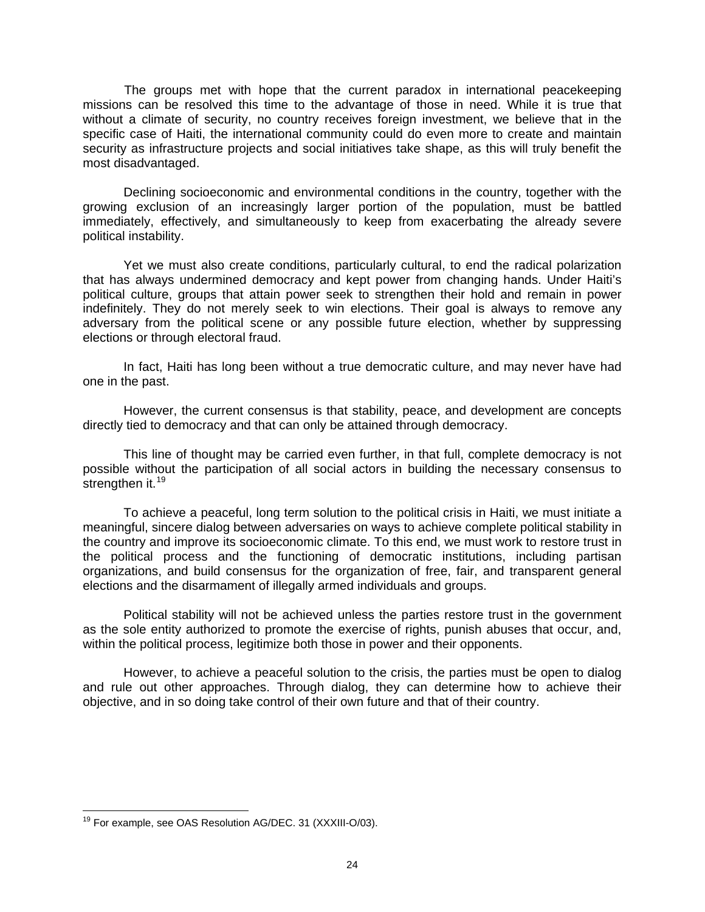The groups met with hope that the current paradox in international peacekeeping missions can be resolved this time to the advantage of those in need. While it is true that without a climate of security, no country receives foreign investment, we believe that in the specific case of Haiti, the international community could do even more to create and maintain security as infrastructure projects and social initiatives take shape, as this will truly benefit the most disadvantaged.

Declining socioeconomic and environmental conditions in the country, together with the growing exclusion of an increasingly larger portion of the population, must be battled immediately, effectively, and simultaneously to keep from exacerbating the already severe political instability.

Yet we must also create conditions, particularly cultural, to end the radical polarization that has always undermined democracy and kept power from changing hands. Under Haiti's political culture, groups that attain power seek to strengthen their hold and remain in power indefinitely. They do not merely seek to win elections. Their goal is always to remove any adversary from the political scene or any possible future election, whether by suppressing elections or through electoral fraud.

In fact, Haiti has long been without a true democratic culture, and may never have had one in the past.

However, the current consensus is that stability, peace, and development are concepts directly tied to democracy and that can only be attained through democracy.

This line of thought may be carried even further, in that full, complete democracy is not possible without the participation of all social actors in building the necessary consensus to strengthen it.[19]

To achieve a peaceful, long term solution to the political crisis in Haiti, we must initiate a meaningful, sincere dialog between adversaries on ways to achieve complete political stability in the country and improve its socioeconomic climate. To this end, we must work to restore trust in the political process and the functioning of democratic institutions, including partisan organizations, and build consensus for the organization of free, fair, and transparent general elections and the disarmament of illegally armed individuals and groups.

Political stability will not be achieved unless the parties restore trust in the government as the sole entity authorized to promote the exercise of rights, punish abuses that occur, and, within the political process, legitimize both those in power and their opponents.

However, to achieve a peaceful solution to the crisis, the parties must be open to dialog and rule out other approaches. Through dialog, they can determine how to achieve their objective, and in so doing take control of their own future and that of their country.

---

[19] For example, see OAS Resolution AG/DEC. 31 (XXXIII-O/03).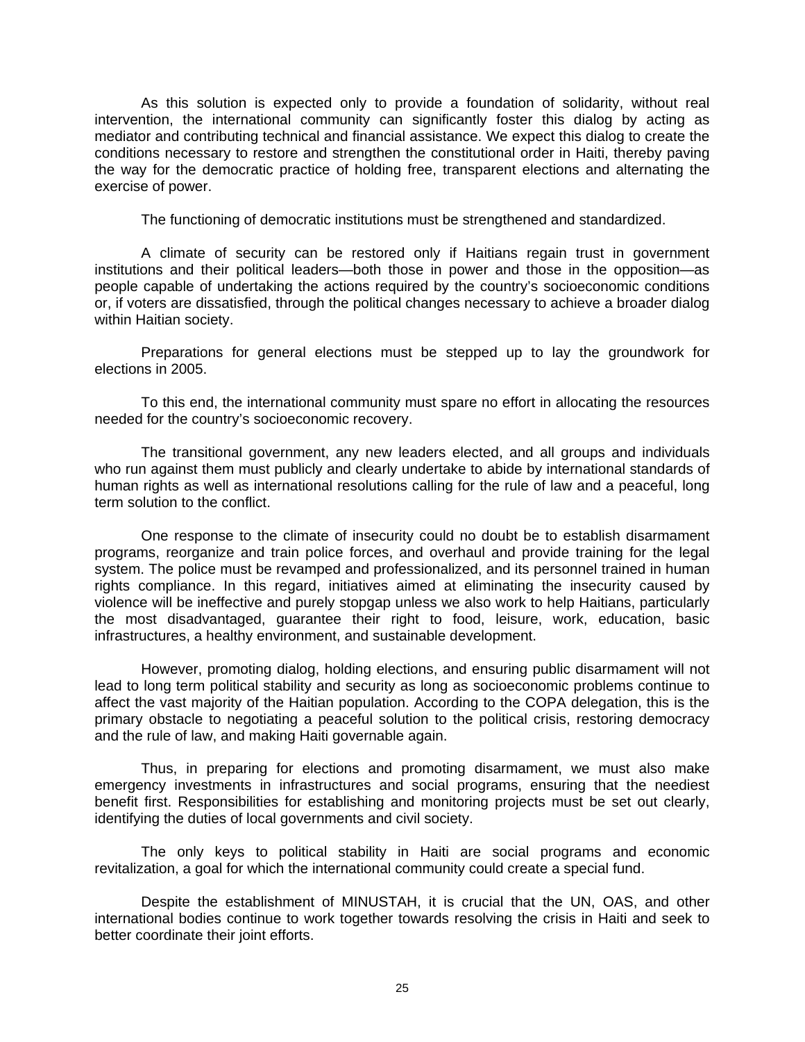As this solution is expected only to provide a foundation of solidarity, without real intervention, the international community can significantly foster this dialog by acting as mediator and contributing technical and financial assistance. We expect this dialog to create the conditions necessary to restore and strengthen the constitutional order in Haiti, thereby paving the way for the democratic practice of holding free, transparent elections and alternating the exercise of power.

The functioning of democratic institutions must be strengthened and standardized.

A climate of security can be restored only if Haitians regain trust in government institutions and their political leaders—both those in power and those in the opposition—as people capable of undertaking the actions required by the country's socioeconomic conditions or, if voters are dissatisfied, through the political changes necessary to achieve a broader dialog within Haitian society.

Preparations for general elections must be stepped up to lay the groundwork for elections in 2005.

To this end, the international community must spare no effort in allocating the resources needed for the country's socioeconomic recovery.

The transitional government, any new leaders elected, and all groups and individuals who run against them must publicly and clearly undertake to abide by international standards of human rights as well as international resolutions calling for the rule of law and a peaceful, long term solution to the conflict.

One response to the climate of insecurity could no doubt be to establish disarmament programs, reorganize and train police forces, and overhaul and provide training for the legal system. The police must be revamped and professionalized, and its personnel trained in human rights compliance. In this regard, initiatives aimed at eliminating the insecurity caused by violence will be ineffective and purely stopgap unless we also work to help Haitians, particularly the most disadvantaged, guarantee their right to food, leisure, work, education, basic infrastructures, a healthy environment, and sustainable development.

However, promoting dialog, holding elections, and ensuring public disarmament will not lead to long term political stability and security as long as socioeconomic problems continue to affect the vast majority of the Haitian population. According to the COPA delegation, this is the primary obstacle to negotiating a peaceful solution to the political crisis, restoring democracy and the rule of law, and making Haiti governable again.

Thus, in preparing for elections and promoting disarmament, we must also make emergency investments in infrastructures and social programs, ensuring that the neediest benefit first. Responsibilities for establishing and monitoring projects must be set out clearly, identifying the duties of local governments and civil society.

The only keys to political stability in Haiti are social programs and economic revitalization, a goal for which the international community could create a special fund.

Despite the establishment of MINUSTAH, it is crucial that the UN, OAS, and other international bodies continue to work together towards resolving the crisis in Haiti and seek to better coordinate their joint efforts.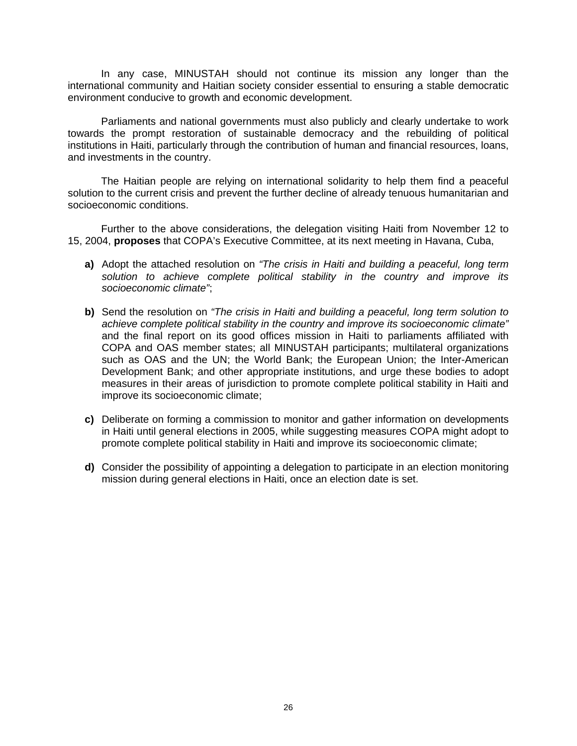In any case, MINUSTAH should not continue its mission any longer than the international community and Haitian society consider essential to ensuring a stable democratic environment conducive to growth and economic development.

Parliaments and national governments must also publicly and clearly undertake to work towards the prompt restoration of sustainable democracy and the rebuilding of political institutions in Haiti, particularly through the contribution of human and financial resources, loans, and investments in the country.

The Haitian people are relying on international solidarity to help them find a peaceful solution to the current crisis and prevent the further decline of already tenuous humanitarian and socioeconomic conditions.

Further to the above considerations, the delegation visiting Haiti from November 12 to 15, 2004, **proposes** that COPA's Executive Committee, at its next meeting in Havana, Cuba,

**a)** Adopt the attached resolution on *"The crisis in Haiti and building a peaceful, long term solution to achieve complete political stability in the country and improve its socioeconomic climate"*;

**b)** Send the resolution on *"The crisis in Haiti and building a peaceful, long term solution to achieve complete political stability in the country and improve its socioeconomic climate"* and the final report on its good offices mission in Haiti to parliaments affiliated with COPA and OAS member states; all MINUSTAH participants; multilateral organizations such as OAS and the UN; the World Bank; the European Union; the Inter-American Development Bank; and other appropriate institutions, and urge these bodies to adopt measures in their areas of jurisdiction to promote complete political stability in Haiti and improve its socioeconomic climate;

**c)** Deliberate on forming a commission to monitor and gather information on developments in Haiti until general elections in 2005, while suggesting measures COPA might adopt to promote complete political stability in Haiti and improve its socioeconomic climate;

**d)** Consider the possibility of appointing a delegation to participate in an election monitoring mission during general elections in Haiti, once an election date is set.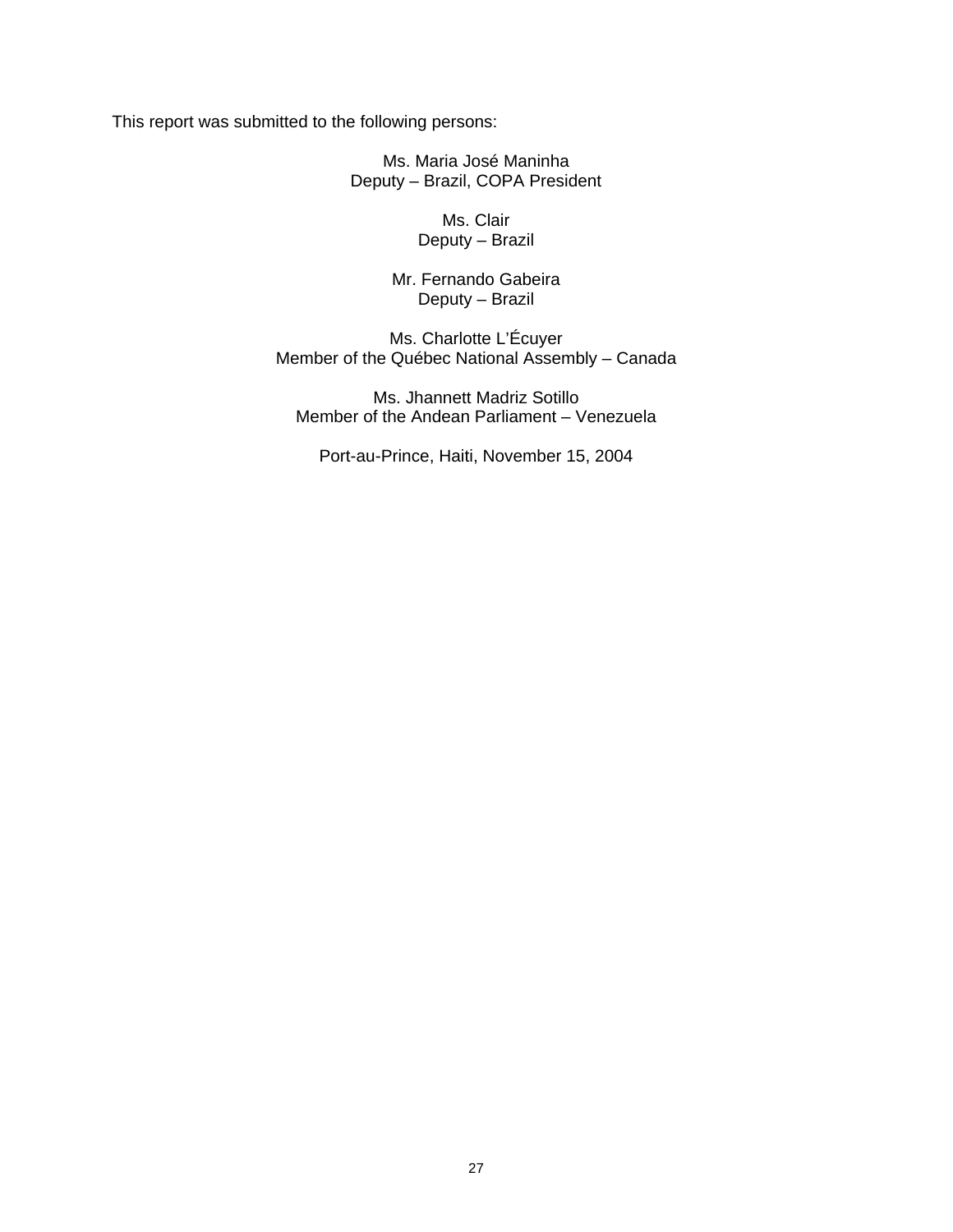This report was submitted to the following persons:

Ms. Maria José Maninha
Deputy – Brazil, COPA President

Ms. Clair
Deputy – Brazil

Mr. Fernando Gabeira
Deputy – Brazil

Ms. Charlotte L'Écuyer
Member of the Québec National Assembly – Canada

Ms. Jhannett Madriz Sotillo
Member of the Andean Parliament – Venezuela

Port-au-Prince, Haiti, November 15, 2004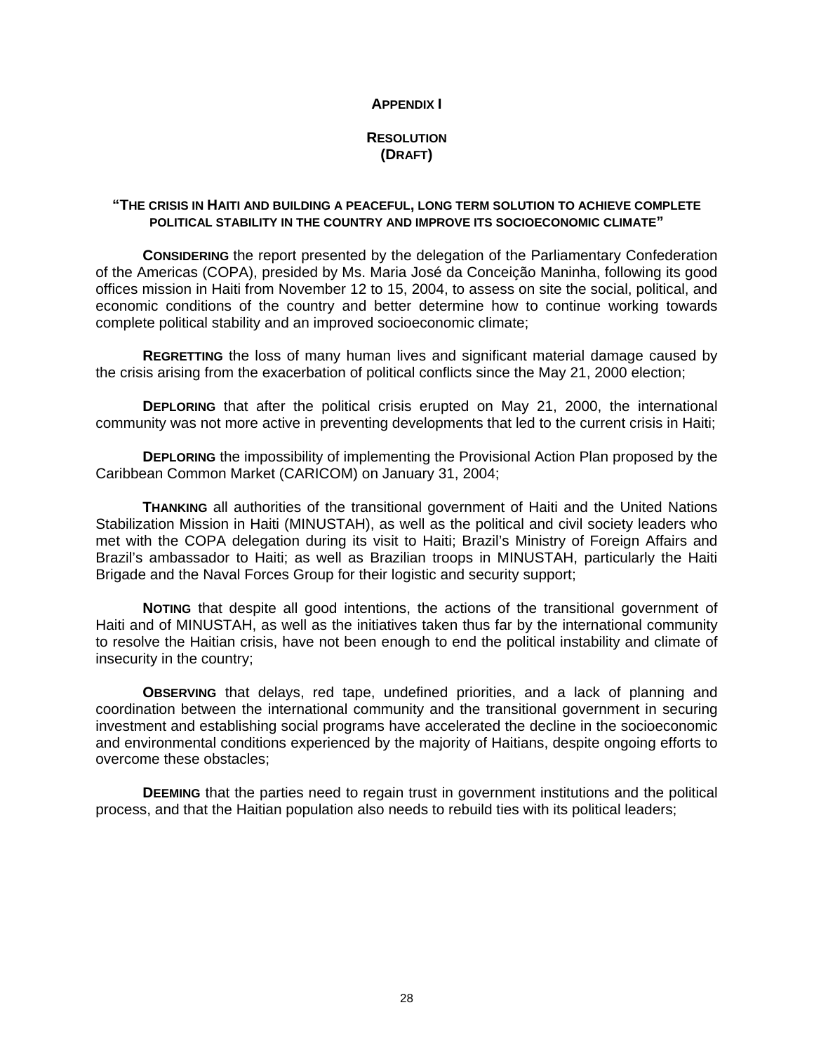## APPENDIX I

## RESOLUTION
## (DRAFT)

### "THE CRISIS IN HAITI AND BUILDING A PEACEFUL, LONG TERM SOLUTION TO ACHIEVE COMPLETE POLITICAL STABILITY IN THE COUNTRY AND IMPROVE ITS SOCIOECONOMIC CLIMATE"

**CONSIDERING** the report presented by the delegation of the Parliamentary Confederation of the Americas (COPA), presided by Ms. Maria José da Conceição Maninha, following its good offices mission in Haiti from November 12 to 15, 2004, to assess on site the social, political, and economic conditions of the country and better determine how to continue working towards complete political stability and an improved socioeconomic climate;

**REGRETTING** the loss of many human lives and significant material damage caused by the crisis arising from the exacerbation of political conflicts since the May 21, 2000 election;

**DEPLORING** that after the political crisis erupted on May 21, 2000, the international community was not more active in preventing developments that led to the current crisis in Haiti;

**DEPLORING** the impossibility of implementing the Provisional Action Plan proposed by the Caribbean Common Market (CARICOM) on January 31, 2004;

**THANKING** all authorities of the transitional government of Haiti and the United Nations Stabilization Mission in Haiti (MINUSTAH), as well as the political and civil society leaders who met with the COPA delegation during its visit to Haiti; Brazil's Ministry of Foreign Affairs and Brazil's ambassador to Haiti; as well as Brazilian troops in MINUSTAH, particularly the Haiti Brigade and the Naval Forces Group for their logistic and security support;

**NOTING** that despite all good intentions, the actions of the transitional government of Haiti and of MINUSTAH, as well as the initiatives taken thus far by the international community to resolve the Haitian crisis, have not been enough to end the political instability and climate of insecurity in the country;

**OBSERVING** that delays, red tape, undefined priorities, and a lack of planning and coordination between the international community and the transitional government in securing investment and establishing social programs have accelerated the decline in the socioeconomic and environmental conditions experienced by the majority of Haitians, despite ongoing efforts to overcome these obstacles;

**DEEMING** that the parties need to regain trust in government institutions and the political process, and that the Haitian population also needs to rebuild ties with its political leaders;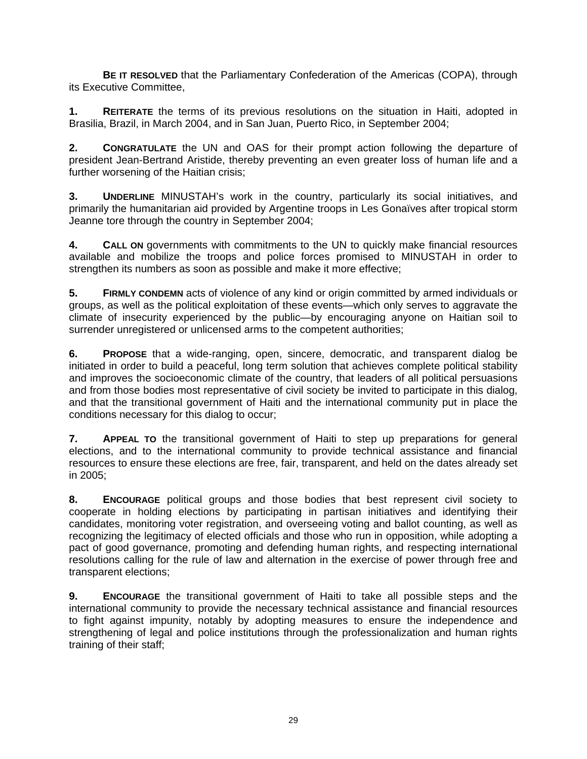**BE IT RESOLVED** that the Parliamentary Confederation of the Americas (COPA), through its Executive Committee,

**1. REITERATE** the terms of its previous resolutions on the situation in Haiti, adopted in Brasilia, Brazil, in March 2004, and in San Juan, Puerto Rico, in September 2004;

**2. CONGRATULATE** the UN and OAS for their prompt action following the departure of president Jean-Bertrand Aristide, thereby preventing an even greater loss of human life and a further worsening of the Haitian crisis;

**3. UNDERLINE** MINUSTAH's work in the country, particularly its social initiatives, and primarily the humanitarian aid provided by Argentine troops in Les Gonaïves after tropical storm Jeanne tore through the country in September 2004;

**4. CALL ON** governments with commitments to the UN to quickly make financial resources available and mobilize the troops and police forces promised to MINUSTAH in order to strengthen its numbers as soon as possible and make it more effective;

**5. FIRMLY CONDEMN** acts of violence of any kind or origin committed by armed individuals or groups, as well as the political exploitation of these events—which only serves to aggravate the climate of insecurity experienced by the public—by encouraging anyone on Haitian soil to surrender unregistered or unlicensed arms to the competent authorities;

**6. PROPOSE** that a wide-ranging, open, sincere, democratic, and transparent dialog be initiated in order to build a peaceful, long term solution that achieves complete political stability and improves the socioeconomic climate of the country, that leaders of all political persuasions and from those bodies most representative of civil society be invited to participate in this dialog, and that the transitional government of Haiti and the international community put in place the conditions necessary for this dialog to occur;

**7. APPEAL TO** the transitional government of Haiti to step up preparations for general elections, and to the international community to provide technical assistance and financial resources to ensure these elections are free, fair, transparent, and held on the dates already set in 2005;

**8. ENCOURAGE** political groups and those bodies that best represent civil society to cooperate in holding elections by participating in partisan initiatives and identifying their candidates, monitoring voter registration, and overseeing voting and ballot counting, as well as recognizing the legitimacy of elected officials and those who run in opposition, while adopting a pact of good governance, promoting and defending human rights, and respecting international resolutions calling for the rule of law and alternation in the exercise of power through free and transparent elections;

**9. ENCOURAGE** the transitional government of Haiti to take all possible steps and the international community to provide the necessary technical assistance and financial resources to fight against impunity, notably by adopting measures to ensure the independence and strengthening of legal and police institutions through the professionalization and human rights training of their staff;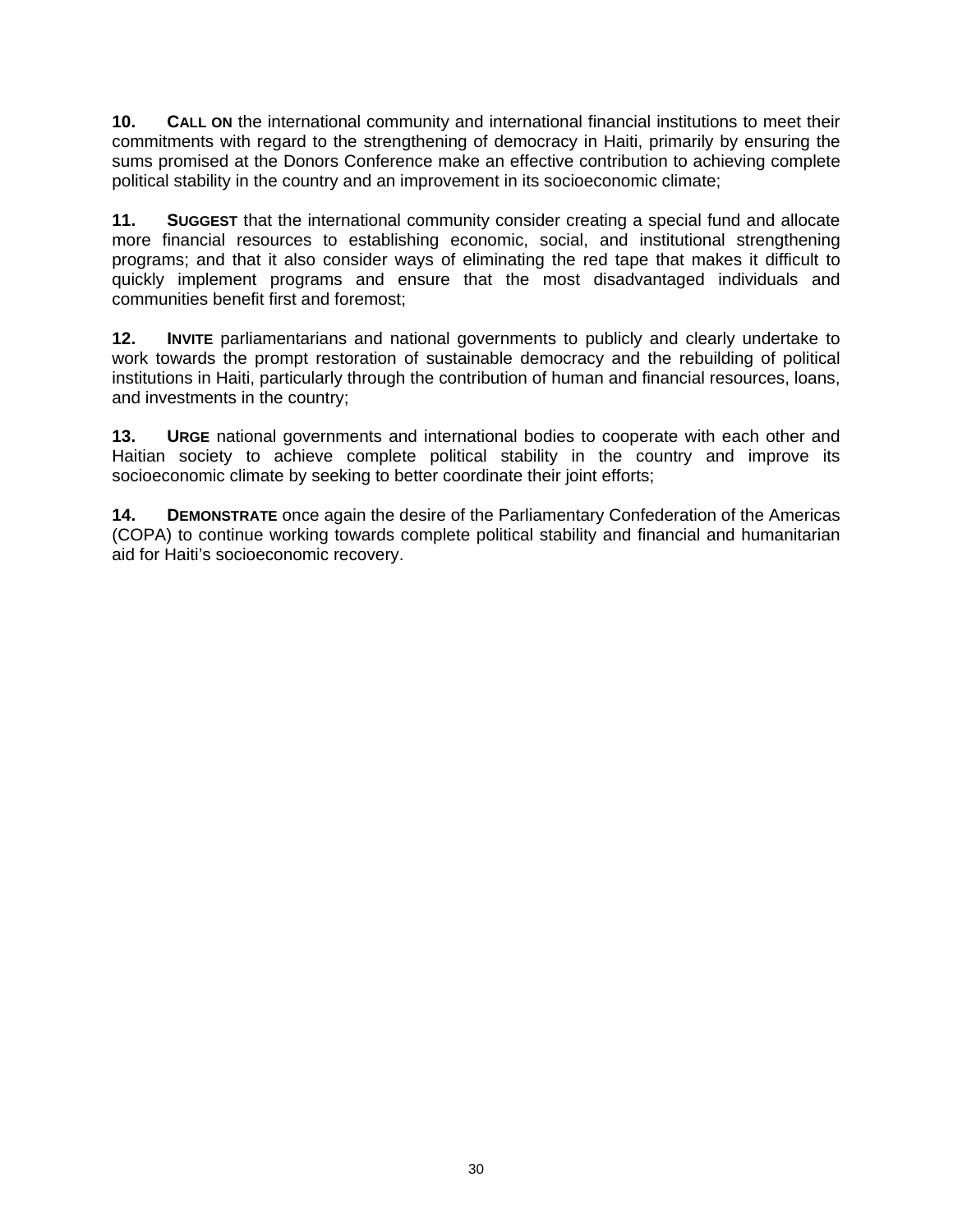**10.** **CALL ON** the international community and international financial institutions to meet their commitments with regard to the strengthening of democracy in Haiti, primarily by ensuring the sums promised at the Donors Conference make an effective contribution to achieving complete political stability in the country and an improvement in its socioeconomic climate;

**11.** **SUGGEST** that the international community consider creating a special fund and allocate more financial resources to establishing economic, social, and institutional strengthening programs; and that it also consider ways of eliminating the red tape that makes it difficult to quickly implement programs and ensure that the most disadvantaged individuals and communities benefit first and foremost;

**12.** **INVITE** parliamentarians and national governments to publicly and clearly undertake to work towards the prompt restoration of sustainable democracy and the rebuilding of political institutions in Haiti, particularly through the contribution of human and financial resources, loans, and investments in the country;

**13.** **URGE** national governments and international bodies to cooperate with each other and Haitian society to achieve complete political stability in the country and improve its socioeconomic climate by seeking to better coordinate their joint efforts;

**14.** **DEMONSTRATE** once again the desire of the Parliamentary Confederation of the Americas (COPA) to continue working towards complete political stability and financial and humanitarian aid for Haiti's socioeconomic recovery.